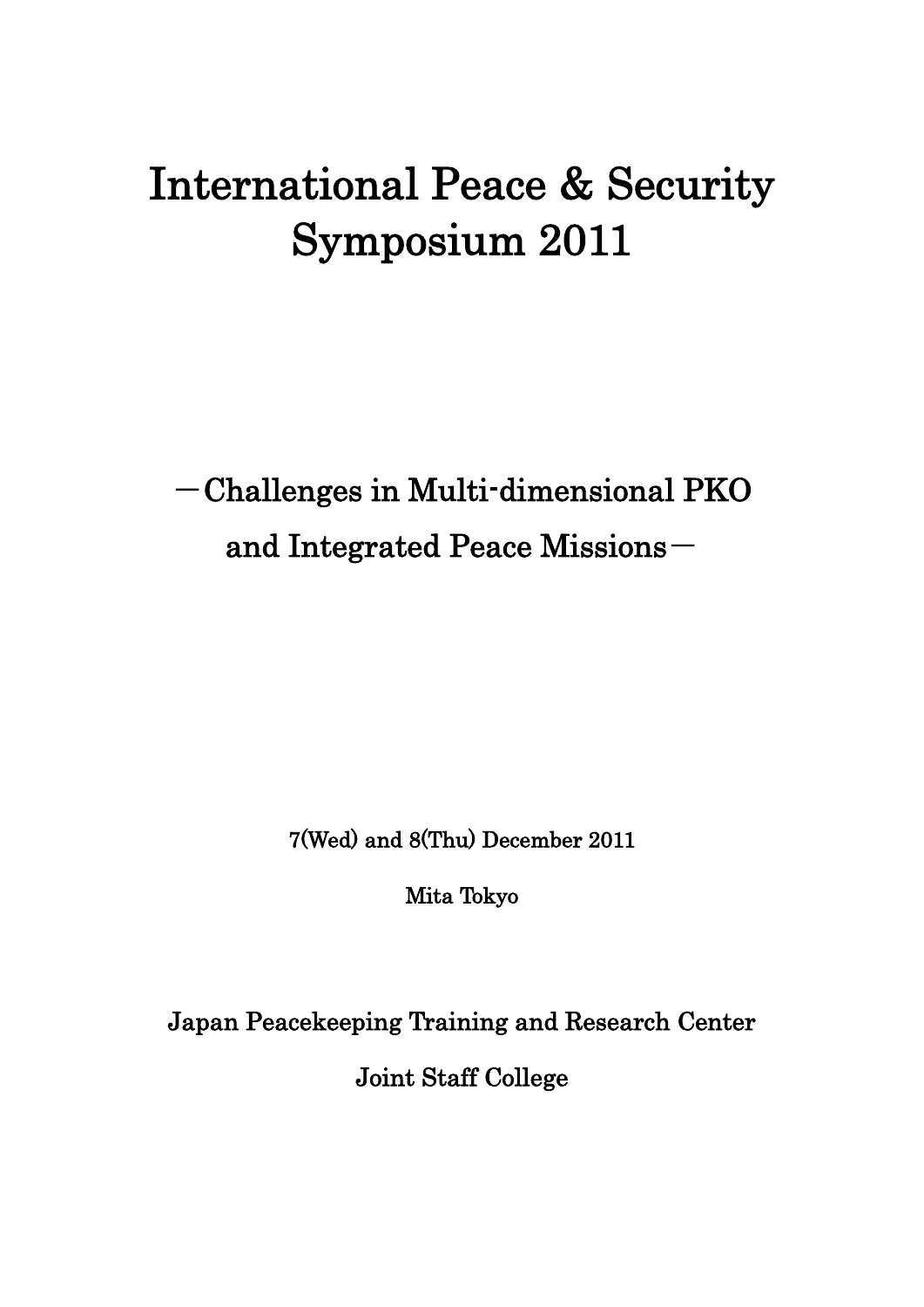# International Peace & Security Symposium 2011

## －Challenges in Multi-dimensional PKO and Integrated Peace Missions－

7(Wed) and 8(Thu) December 2011

Mita Tokyo

Japan Peacekeeping Training and Research Center

Joint Staff College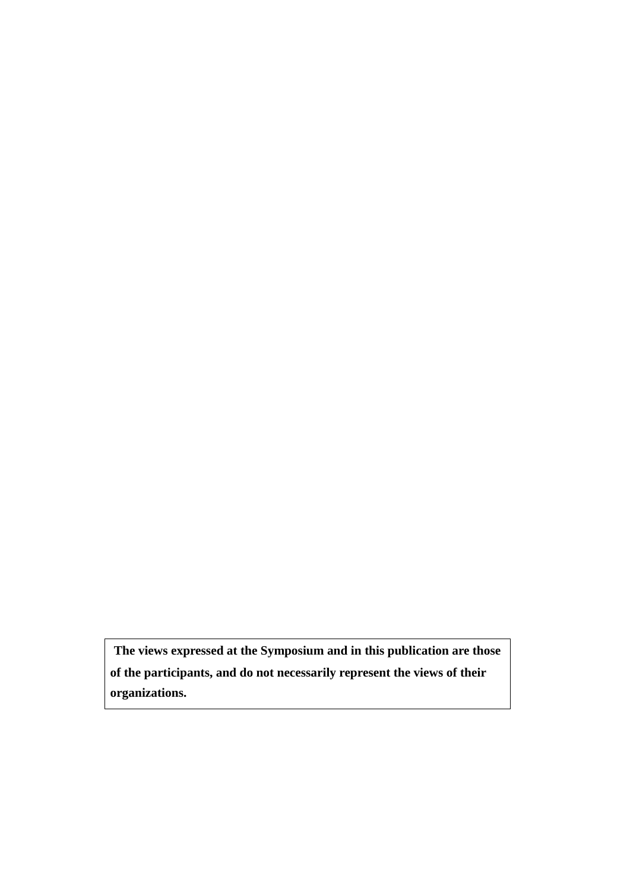**The views expressed at the Symposium and in this publication are those of the participants, and do not necessarily represent the views of their organizations.**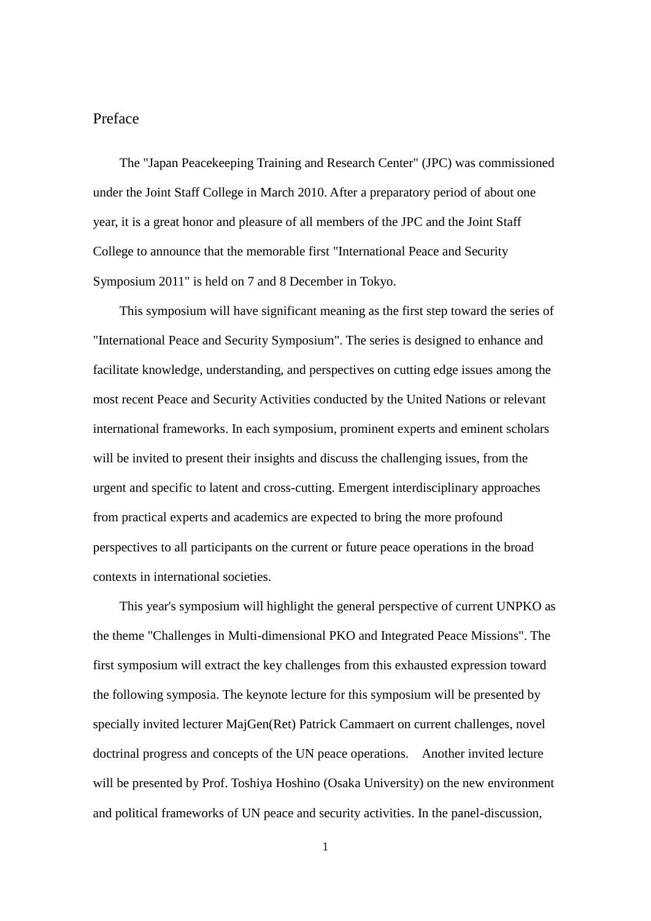# Preface

The "Japan Peacekeeping Training and Research Center" (JPC) was commissioned under the Joint Staff College in March 2010. After a preparatory period of about one year, it is a great honor and pleasure of all members of the JPC and the Joint Staff College to announce that the memorable first "International Peace and Security Symposium 2011" is held on 7 and 8 December in Tokyo.

This symposium will have significant meaning as the first step toward the series of "International Peace and Security Symposium". The series is designed to enhance and facilitate knowledge, understanding, and perspectives on cutting edge issues among the most recent Peace and Security Activities conducted by the United Nations or relevant international frameworks. In each symposium, prominent experts and eminent scholars will be invited to present their insights and discuss the challenging issues, from the urgent and specific to latent and cross-cutting. Emergent interdisciplinary approaches from practical experts and academics are expected to bring the more profound perspectives to all participants on the current or future peace operations in the broad contexts in international societies.

This year's symposium will highlight the general perspective of current UNPKO as the theme "Challenges in Multi-dimensional PKO and Integrated Peace Missions". The first symposium will extract the key challenges from this exhausted expression toward the following symposia. The keynote lecture for this symposium will be presented by specially invited lecturer MajGen(Ret) Patrick Cammaert on current challenges, novel doctrinal progress and concepts of the UN peace operations. Another invited lecture will be presented by Prof. Toshiya Hoshino (Osaka University) on the new environment and political frameworks of UN peace and security activities. In the panel-discussion,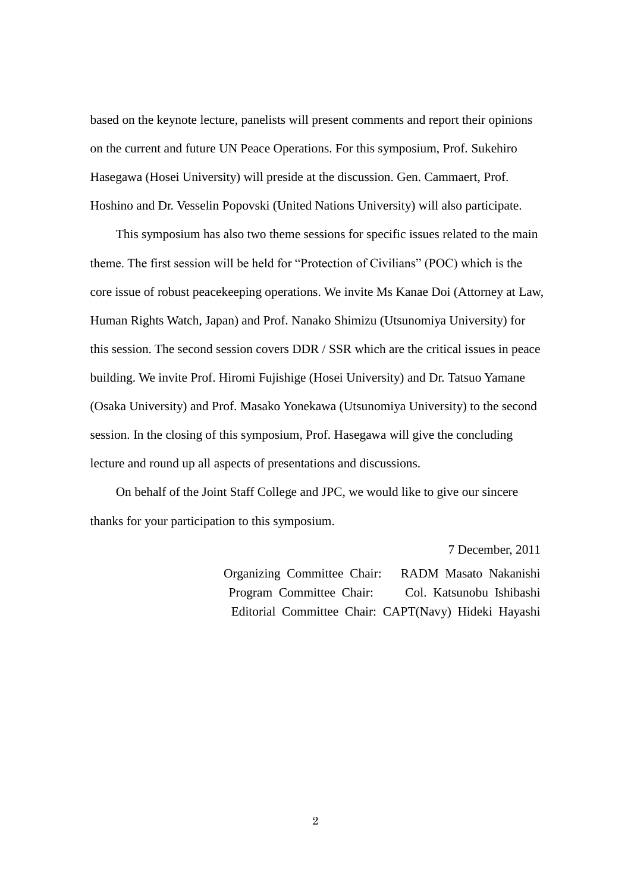based on the keynote lecture, panelists will present comments and report their opinions on the current and future UN Peace Operations. For this symposium, Prof. Sukehiro Hasegawa (Hosei University) will preside at the discussion. Gen. Cammaert, Prof. Hoshino and Dr. Vesselin Popovski (United Nations University) will also participate.

This symposium has also two theme sessions for specific issues related to the main theme. The first session will be held for "Protection of Civilians" (POC) which is the core issue of robust peacekeeping operations. We invite Ms Kanae Doi (Attorney at Law, Human Rights Watch, Japan) and Prof. Nanako Shimizu (Utsunomiya University) for this session. The second session covers DDR / SSR which are the critical issues in peace building. We invite Prof. Hiromi Fujishige (Hosei University) and Dr. Tatsuo Yamane (Osaka University) and Prof. Masako Yonekawa (Utsunomiya University) to the second session. In the closing of this symposium, Prof. Hasegawa will give the concluding lecture and round up all aspects of presentations and discussions.

On behalf of the Joint Staff College and JPC, we would like to give our sincere thanks for your participation to this symposium.

7 December, 2011

Organizing Committee Chair: RADM Masato Nakanishi
Program Committee Chair: Col. Katsunobu Ishibashi
Editorial Committee Chair: CAPT(Navy) Hideki Hayashi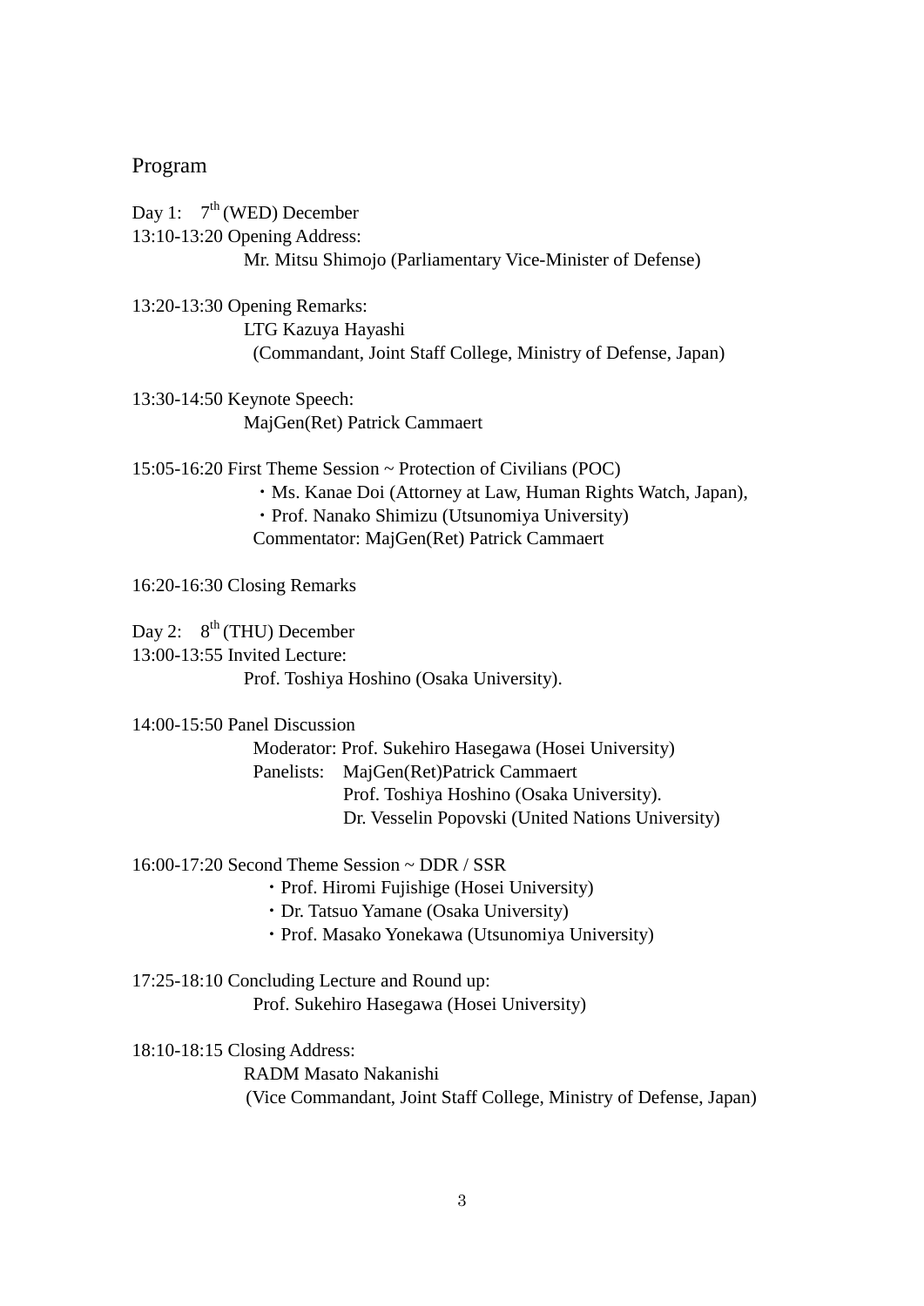## Program

Day 1: 7th (WED) December

13:10-13:20 Opening Address:
Mr. Mitsu Shimojo (Parliamentary Vice-Minister of Defense)

13:20-13:30 Opening Remarks:
LTG Kazuya Hayashi
(Commandant, Joint Staff College, Ministry of Defense, Japan)

13:30-14:50 Keynote Speech:
MajGen(Ret) Patrick Cammaert

15:05-16:20 First Theme Session ~ Protection of Civilians (POC)
・Ms. Kanae Doi (Attorney at Law, Human Rights Watch, Japan),
・Prof. Nanako Shimizu (Utsunomiya University)
Commentator: MajGen(Ret) Patrick Cammaert

16:20-16:30 Closing Remarks

Day 2: 8th (THU) December

13:00-13:55 Invited Lecture:
Prof. Toshiya Hoshino (Osaka University).

14:00-15:50 Panel Discussion
Moderator: Prof. Sukehiro Hasegawa (Hosei University)
Panelists: MajGen(Ret)Patrick Cammaert
Prof. Toshiya Hoshino (Osaka University).
Dr. Vesselin Popovski (United Nations University)

16:00-17:20 Second Theme Session ~ DDR / SSR
・Prof. Hiromi Fujishige (Hosei University)
・Dr. Tatsuo Yamane (Osaka University)
・Prof. Masako Yonekawa (Utsunomiya University)

17:25-18:10 Concluding Lecture and Round up:
Prof. Sukehiro Hasegawa (Hosei University)

18:10-18:15 Closing Address:
RADM Masato Nakanishi
(Vice Commandant, Joint Staff College, Ministry of Defense, Japan)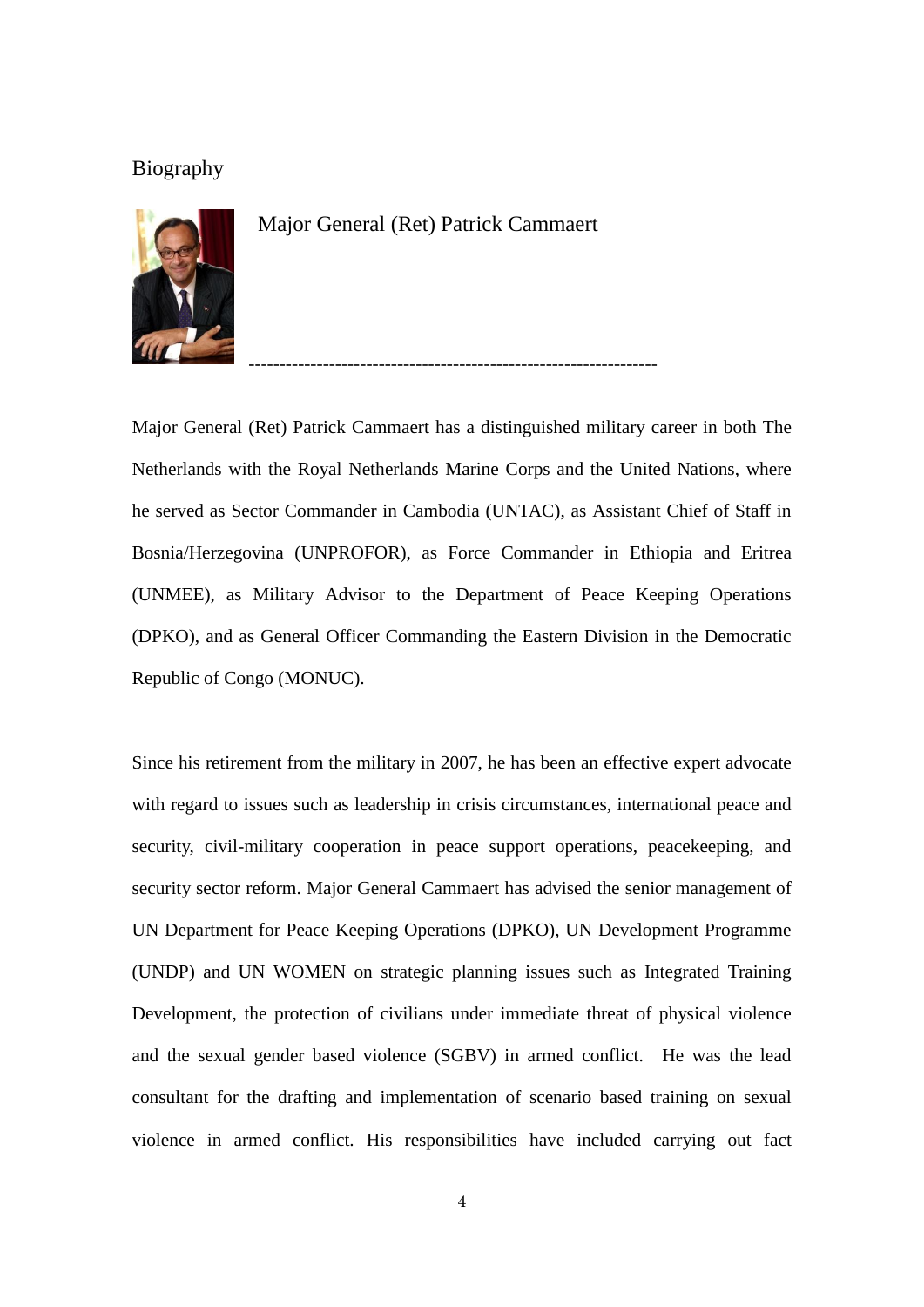# Biography

## Major General (Ret) Patrick Cammaert

---

Major General (Ret) Patrick Cammaert has a distinguished military career in both The Netherlands with the Royal Netherlands Marine Corps and the United Nations, where he served as Sector Commander in Cambodia (UNTAC), as Assistant Chief of Staff in Bosnia/Herzegovina (UNPROFOR), as Force Commander in Ethiopia and Eritrea (UNMEE), as Military Advisor to the Department of Peace Keeping Operations (DPKO), and as General Officer Commanding the Eastern Division in the Democratic Republic of Congo (MONUC).

Since his retirement from the military in 2007, he has been an effective expert advocate with regard to issues such as leadership in crisis circumstances, international peace and security, civil-military cooperation in peace support operations, peacekeeping, and security sector reform. Major General Cammaert has advised the senior management of UN Department for Peace Keeping Operations (DPKO), UN Development Programme (UNDP) and UN WOMEN on strategic planning issues such as Integrated Training Development, the protection of civilians under immediate threat of physical violence and the sexual gender based violence (SGBV) in armed conflict. He was the lead consultant for the drafting and implementation of scenario based training on sexual violence in armed conflict. His responsibilities have included carrying out fact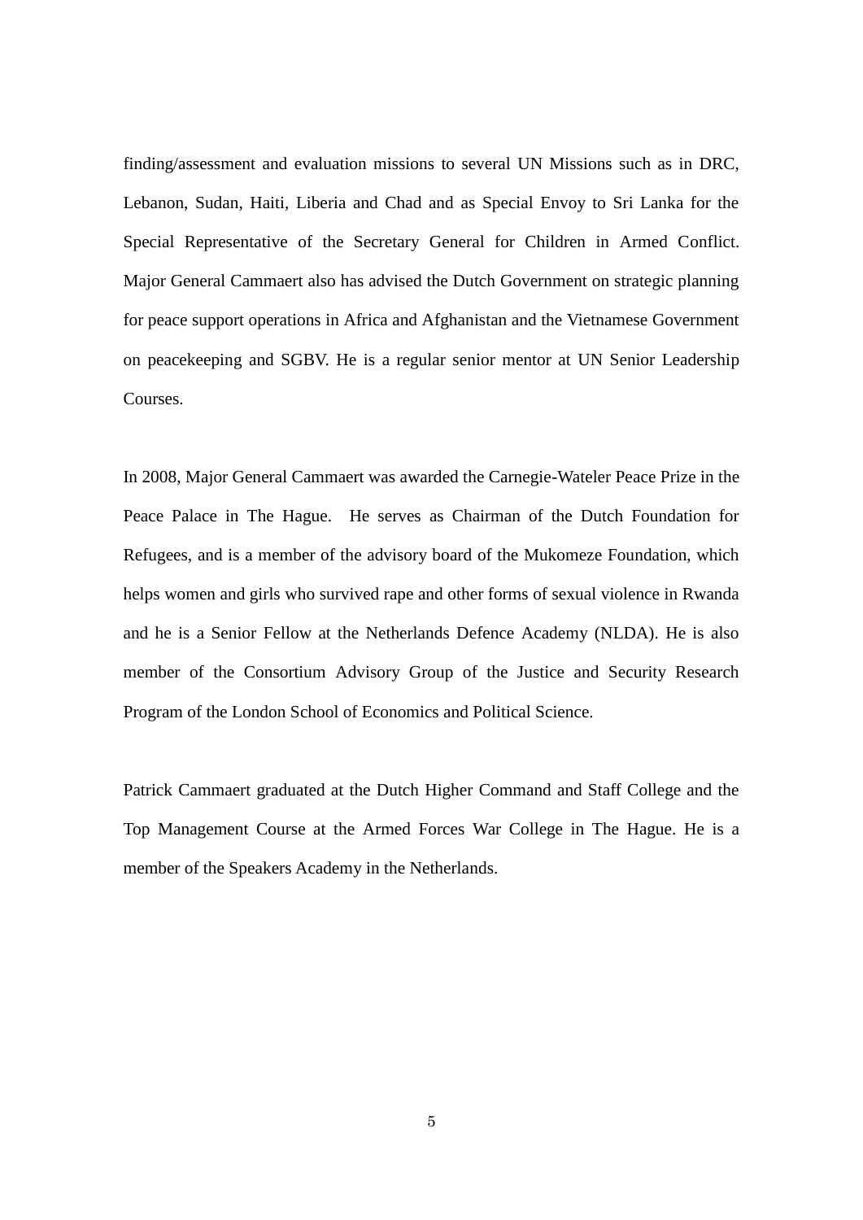finding/assessment and evaluation missions to several UN Missions such as in DRC, Lebanon, Sudan, Haiti, Liberia and Chad and as Special Envoy to Sri Lanka for the Special Representative of the Secretary General for Children in Armed Conflict. Major General Cammaert also has advised the Dutch Government on strategic planning for peace support operations in Africa and Afghanistan and the Vietnamese Government on peacekeeping and SGBV. He is a regular senior mentor at UN Senior Leadership Courses.

In 2008, Major General Cammaert was awarded the Carnegie-Wateler Peace Prize in the Peace Palace in The Hague. He serves as Chairman of the Dutch Foundation for Refugees, and is a member of the advisory board of the Mukomeze Foundation, which helps women and girls who survived rape and other forms of sexual violence in Rwanda and he is a Senior Fellow at the Netherlands Defence Academy (NLDA). He is also member of the Consortium Advisory Group of the Justice and Security Research Program of the London School of Economics and Political Science.

Patrick Cammaert graduated at the Dutch Higher Command and Staff College and the Top Management Course at the Armed Forces War College in The Hague. He is a member of the Speakers Academy in the Netherlands.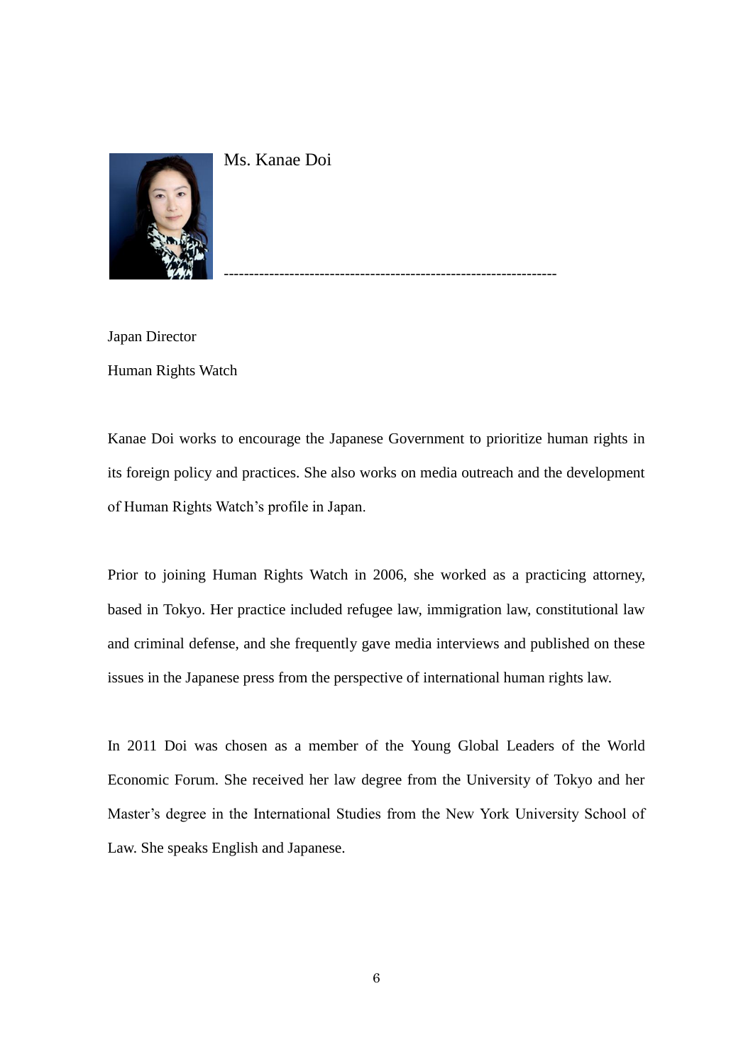Ms. Kanae Doi

----------------------------------------------------------------

Japan Director

Human Rights Watch

Kanae Doi works to encourage the Japanese Government to prioritize human rights in its foreign policy and practices. She also works on media outreach and the development of Human Rights Watch's profile in Japan.

Prior to joining Human Rights Watch in 2006, she worked as a practicing attorney, based in Tokyo. Her practice included refugee law, immigration law, constitutional law and criminal defense, and she frequently gave media interviews and published on these issues in the Japanese press from the perspective of international human rights law.

In 2011 Doi was chosen as a member of the Young Global Leaders of the World Economic Forum. She received her law degree from the University of Tokyo and her Master's degree in the International Studies from the New York University School of Law. She speaks English and Japanese.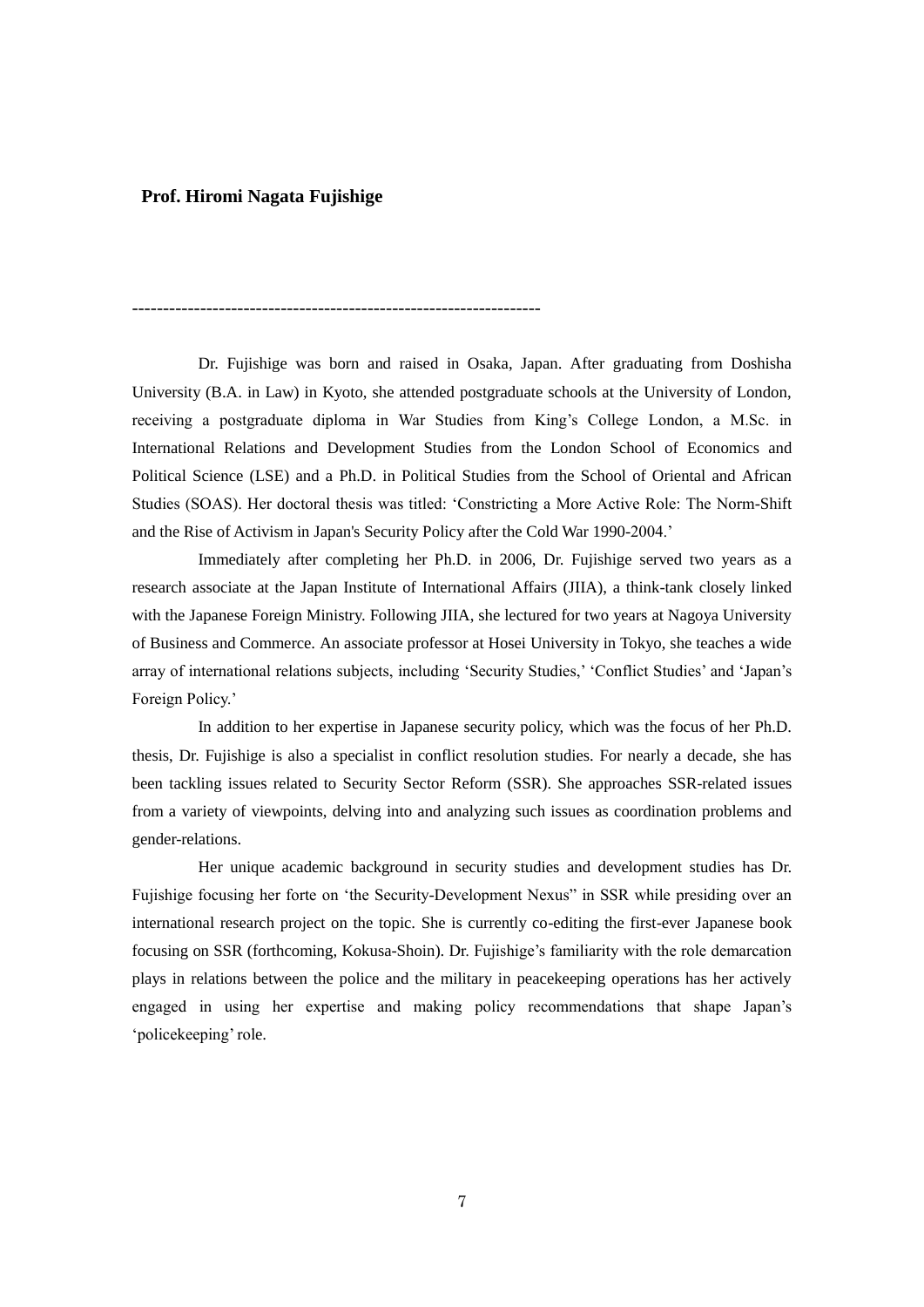**Prof. Hiromi Nagata Fujishige**

-----------------------------------------------------------------

Dr. Fujishige was born and raised in Osaka, Japan. After graduating from Doshisha University (B.A. in Law) in Kyoto, she attended postgraduate schools at the University of London, receiving a postgraduate diploma in War Studies from King's College London, a M.Sc. in International Relations and Development Studies from the London School of Economics and Political Science (LSE) and a Ph.D. in Political Studies from the School of Oriental and African Studies (SOAS). Her doctoral thesis was titled: 'Constricting a More Active Role: The Norm-Shift and the Rise of Activism in Japan's Security Policy after the Cold War 1990-2004.'

Immediately after completing her Ph.D. in 2006, Dr. Fujishige served two years as a research associate at the Japan Institute of International Affairs (JIIA), a think-tank closely linked with the Japanese Foreign Ministry. Following JIIA, she lectured for two years at Nagoya University of Business and Commerce. An associate professor at Hosei University in Tokyo, she teaches a wide array of international relations subjects, including 'Security Studies,' 'Conflict Studies' and 'Japan's Foreign Policy.'

In addition to her expertise in Japanese security policy, which was the focus of her Ph.D. thesis, Dr. Fujishige is also a specialist in conflict resolution studies. For nearly a decade, she has been tackling issues related to Security Sector Reform (SSR). She approaches SSR-related issues from a variety of viewpoints, delving into and analyzing such issues as coordination problems and gender-relations.

Her unique academic background in security studies and development studies has Dr. Fujishige focusing her forte on 'the Security-Development Nexus" in SSR while presiding over an international research project on the topic. She is currently co-editing the first-ever Japanese book focusing on SSR (forthcoming, Kokusa-Shoin). Dr. Fujishige's familiarity with the role demarcation plays in relations between the police and the military in peacekeeping operations has her actively engaged in using her expertise and making policy recommendations that shape Japan's 'policekeeping' role.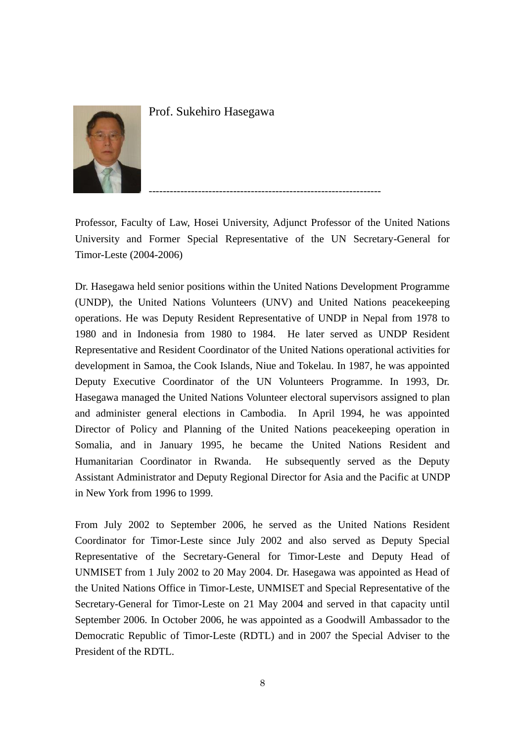## Prof. Sukehiro Hasegawa

---

Professor, Faculty of Law, Hosei University, Adjunct Professor of the United Nations University and Former Special Representative of the UN Secretary-General for Timor-Leste (2004-2006)

Dr. Hasegawa held senior positions within the United Nations Development Programme (UNDP), the United Nations Volunteers (UNV) and United Nations peacekeeping operations. He was Deputy Resident Representative of UNDP in Nepal from 1978 to 1980 and in Indonesia from 1980 to 1984. He later served as UNDP Resident Representative and Resident Coordinator of the United Nations operational activities for development in Samoa, the Cook Islands, Niue and Tokelau. In 1987, he was appointed Deputy Executive Coordinator of the UN Volunteers Programme. In 1993, Dr. Hasegawa managed the United Nations Volunteer electoral supervisors assigned to plan and administer general elections in Cambodia. In April 1994, he was appointed Director of Policy and Planning of the United Nations peacekeeping operation in Somalia, and in January 1995, he became the United Nations Resident and Humanitarian Coordinator in Rwanda. He subsequently served as the Deputy Assistant Administrator and Deputy Regional Director for Asia and the Pacific at UNDP in New York from 1996 to 1999.

From July 2002 to September 2006, he served as the United Nations Resident Coordinator for Timor-Leste since July 2002 and also served as Deputy Special Representative of the Secretary-General for Timor-Leste and Deputy Head of UNMISET from 1 July 2002 to 20 May 2004. Dr. Hasegawa was appointed as Head of the United Nations Office in Timor-Leste, UNMISET and Special Representative of the Secretary-General for Timor-Leste on 21 May 2004 and served in that capacity until September 2006. In October 2006, he was appointed as a Goodwill Ambassador to the Democratic Republic of Timor-Leste (RDTL) and in 2007 the Special Adviser to the President of the RDTL.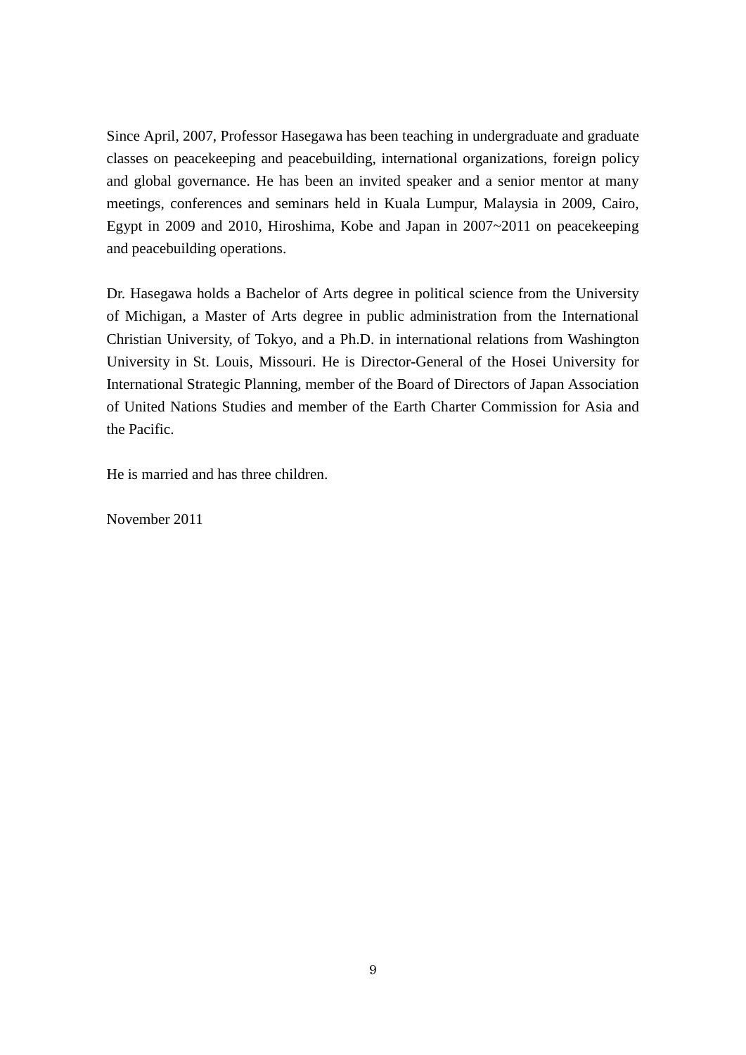Since April, 2007, Professor Hasegawa has been teaching in undergraduate and graduate classes on peacekeeping and peacebuilding, international organizations, foreign policy and global governance. He has been an invited speaker and a senior mentor at many meetings, conferences and seminars held in Kuala Lumpur, Malaysia in 2009, Cairo, Egypt in 2009 and 2010, Hiroshima, Kobe and Japan in 2007~2011 on peacekeeping and peacebuilding operations.

Dr. Hasegawa holds a Bachelor of Arts degree in political science from the University of Michigan, a Master of Arts degree in public administration from the International Christian University, of Tokyo, and a Ph.D. in international relations from Washington University in St. Louis, Missouri. He is Director-General of the Hosei University for International Strategic Planning, member of the Board of Directors of Japan Association of United Nations Studies and member of the Earth Charter Commission for Asia and the Pacific.

He is married and has three children.

November 2011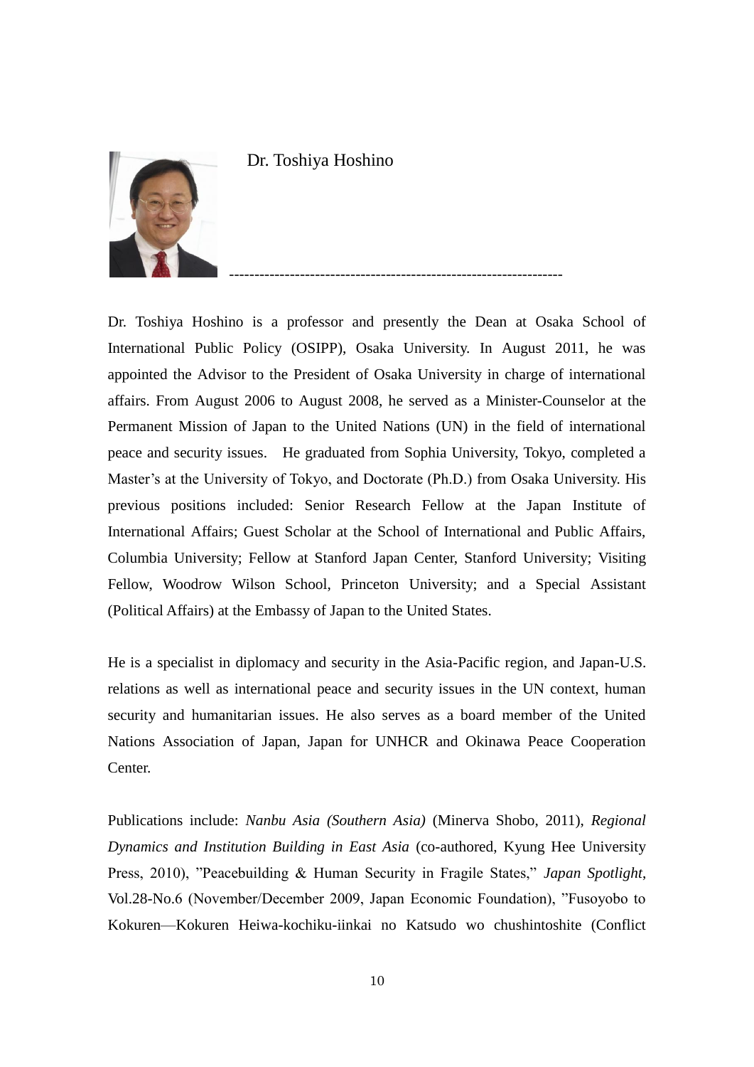## Dr. Toshiya Hoshino

Dr. Toshiya Hoshino is a professor and presently the Dean at Osaka School of International Public Policy (OSIPP), Osaka University. In August 2011, he was appointed the Advisor to the President of Osaka University in charge of international affairs. From August 2006 to August 2008, he served as a Minister-Counselor at the Permanent Mission of Japan to the United Nations (UN) in the field of international peace and security issues. He graduated from Sophia University, Tokyo, completed a Master's at the University of Tokyo, and Doctorate (Ph.D.) from Osaka University. His previous positions included: Senior Research Fellow at the Japan Institute of International Affairs; Guest Scholar at the School of International and Public Affairs, Columbia University; Fellow at Stanford Japan Center, Stanford University; Visiting Fellow, Woodrow Wilson School, Princeton University; and a Special Assistant (Political Affairs) at the Embassy of Japan to the United States.

He is a specialist in diplomacy and security in the Asia-Pacific region, and Japan-U.S. relations as well as international peace and security issues in the UN context, human security and humanitarian issues. He also serves as a board member of the United Nations Association of Japan, Japan for UNHCR and Okinawa Peace Cooperation Center.

Publications include: *Nanbu Asia (Southern Asia)* (Minerva Shobo, 2011), *Regional Dynamics and Institution Building in East Asia* (co-authored, Kyung Hee University Press, 2010), "Peacebuilding & Human Security in Fragile States," *Japan Spotlight*, Vol.28-No.6 (November/December 2009, Japan Economic Foundation), "Fusoyobo to Kokuren—Kokuren Heiwa-kochiku-iinkai no Katsudo wo chushintoshite (Conflict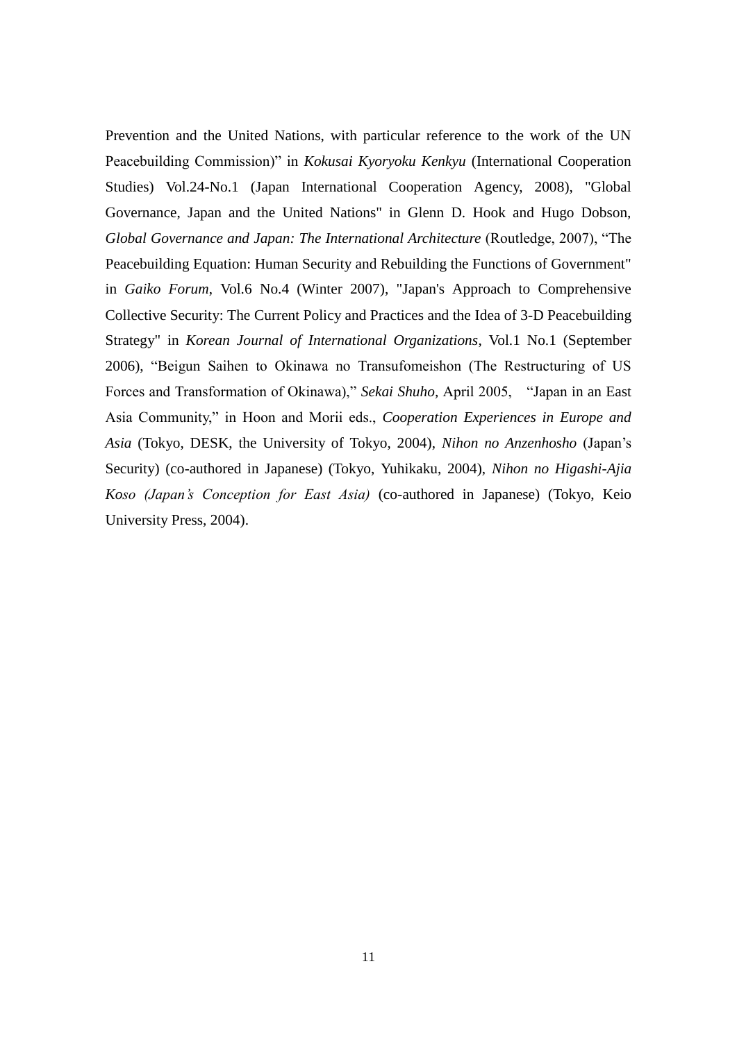Prevention and the United Nations, with particular reference to the work of the UN Peacebuilding Commission)" in *Kokusai Kyoryoku Kenkyu* (International Cooperation Studies) Vol.24-No.1 (Japan International Cooperation Agency, 2008), "Global Governance, Japan and the United Nations" in Glenn D. Hook and Hugo Dobson, *Global Governance and Japan: The International Architecture* (Routledge, 2007), "The Peacebuilding Equation: Human Security and Rebuilding the Functions of Government" in *Gaiko Forum*, Vol.6 No.4 (Winter 2007), "Japan's Approach to Comprehensive Collective Security: The Current Policy and Practices and the Idea of 3-D Peacebuilding Strategy" in *Korean Journal of International Organizations*, Vol.1 No.1 (September 2006), "Beigun Saihen to Okinawa no Transufomeishon (The Restructuring of US Forces and Transformation of Okinawa)," *Sekai Shuho*, April 2005, "Japan in an East Asia Community," in Hoon and Morii eds., *Cooperation Experiences in Europe and Asia* (Tokyo, DESK, the University of Tokyo, 2004), *Nihon no Anzenhosho* (Japan's Security) (co-authored in Japanese) (Tokyo, Yuhikaku, 2004), *Nihon no Higashi-Ajia Koso (Japan's Conception for East Asia)* (co-authored in Japanese) (Tokyo, Keio University Press, 2004).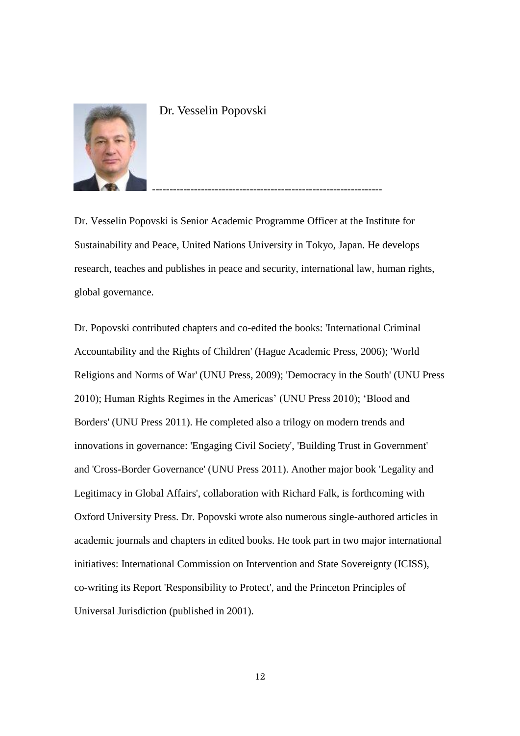## Dr. Vesselin Popovski

---

Dr. Vesselin Popovski is Senior Academic Programme Officer at the Institute for Sustainability and Peace, United Nations University in Tokyo, Japan. He develops research, teaches and publishes in peace and security, international law, human rights, global governance.

Dr. Popovski contributed chapters and co-edited the books: 'International Criminal Accountability and the Rights of Children' (Hague Academic Press, 2006); 'World Religions and Norms of War' (UNU Press, 2009); 'Democracy in the South' (UNU Press 2010); Human Rights Regimes in the Americas' (UNU Press 2010); 'Blood and Borders' (UNU Press 2011). He completed also a trilogy on modern trends and innovations in governance: 'Engaging Civil Society', 'Building Trust in Government' and 'Cross-Border Governance' (UNU Press 2011). Another major book 'Legality and Legitimacy in Global Affairs', collaboration with Richard Falk, is forthcoming with Oxford University Press. Dr. Popovski wrote also numerous single-authored articles in academic journals and chapters in edited books. He took part in two major international initiatives: International Commission on Intervention and State Sovereignty (ICISS), co-writing its Report 'Responsibility to Protect', and the Princeton Principles of Universal Jurisdiction (published in 2001).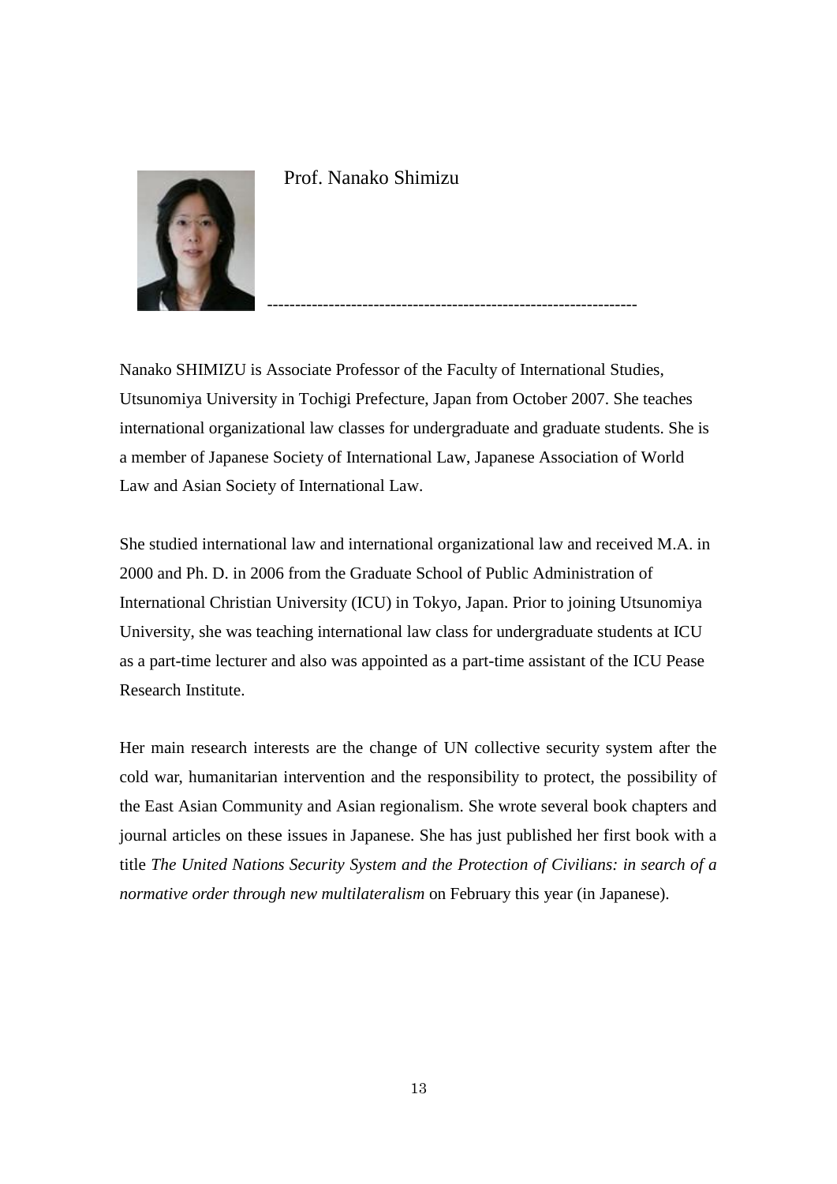## Prof. Nanako Shimizu

---

Nanako SHIMIZU is Associate Professor of the Faculty of International Studies, Utsunomiya University in Tochigi Prefecture, Japan from October 2007. She teaches international organizational law classes for undergraduate and graduate students. She is a member of Japanese Society of International Law, Japanese Association of World Law and Asian Society of International Law.

She studied international law and international organizational law and received M.A. in 2000 and Ph. D. in 2006 from the Graduate School of Public Administration of International Christian University (ICU) in Tokyo, Japan. Prior to joining Utsunomiya University, she was teaching international law class for undergraduate students at ICU as a part-time lecturer and also was appointed as a part-time assistant of the ICU Pease Research Institute.

Her main research interests are the change of UN collective security system after the cold war, humanitarian intervention and the responsibility to protect, the possibility of the East Asian Community and Asian regionalism. She wrote several book chapters and journal articles on these issues in Japanese. She has just published her first book with a title *The United Nations Security System and the Protection of Civilians: in search of a normative order through new multilateralism* on February this year (in Japanese).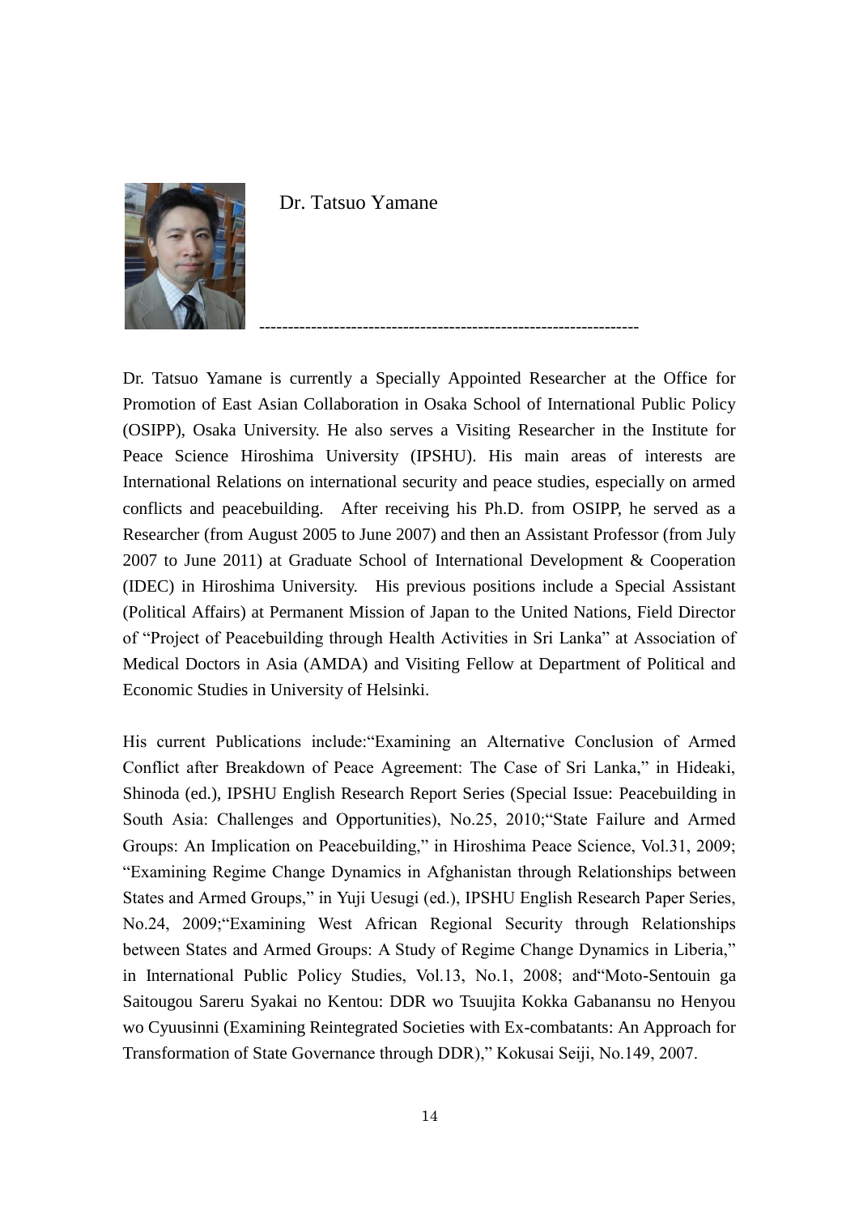## Dr. Tatsuo Yamane

---

Dr. Tatsuo Yamane is currently a Specially Appointed Researcher at the Office for Promotion of East Asian Collaboration in Osaka School of International Public Policy (OSIPP), Osaka University. He also serves a Visiting Researcher in the Institute for Peace Science Hiroshima University (IPSHU). His main areas of interests are International Relations on international security and peace studies, especially on armed conflicts and peacebuilding. After receiving his Ph.D. from OSIPP, he served as a Researcher (from August 2005 to June 2007) and then an Assistant Professor (from July 2007 to June 2011) at Graduate School of International Development & Cooperation (IDEC) in Hiroshima University. His previous positions include a Special Assistant (Political Affairs) at Permanent Mission of Japan to the United Nations, Field Director of "Project of Peacebuilding through Health Activities in Sri Lanka" at Association of Medical Doctors in Asia (AMDA) and Visiting Fellow at Department of Political and Economic Studies in University of Helsinki.

His current Publications include:"Examining an Alternative Conclusion of Armed Conflict after Breakdown of Peace Agreement: The Case of Sri Lanka," in Hideaki, Shinoda (ed.), IPSHU English Research Report Series (Special Issue: Peacebuilding in South Asia: Challenges and Opportunities), No.25, 2010;"State Failure and Armed Groups: An Implication on Peacebuilding," in Hiroshima Peace Science, Vol.31, 2009; "Examining Regime Change Dynamics in Afghanistan through Relationships between States and Armed Groups," in Yuji Uesugi (ed.), IPSHU English Research Paper Series, No.24, 2009;"Examining West African Regional Security through Relationships between States and Armed Groups: A Study of Regime Change Dynamics in Liberia," in International Public Policy Studies, Vol.13, No.1, 2008; and"Moto-Sentouin ga Saitougou Sareru Syakai no Kentou: DDR wo Tsuujita Kokka Gabanansu no Henyou wo Cyuusinni (Examining Reintegrated Societies with Ex-combatants: An Approach for Transformation of State Governance through DDR)," Kokusai Seiji, No.149, 2007.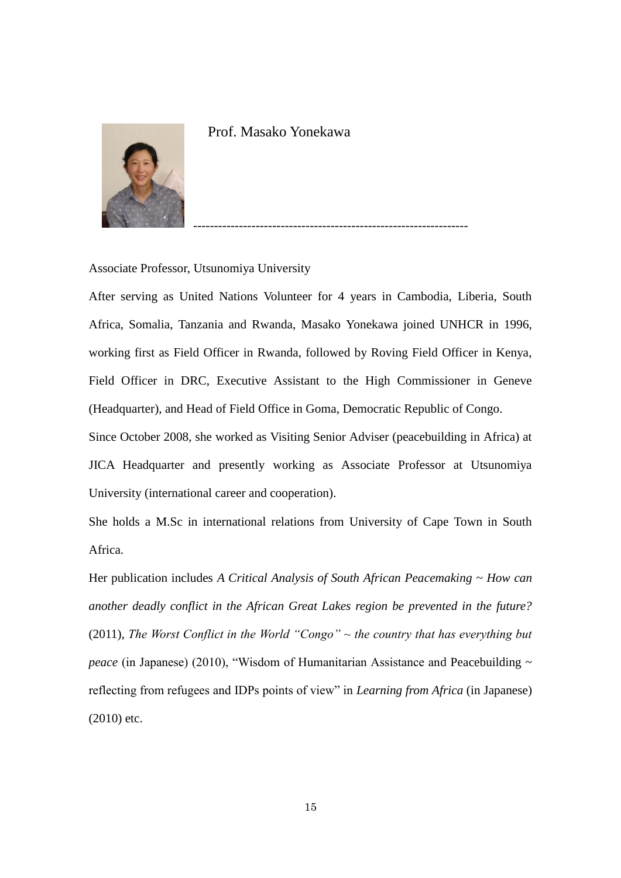## Prof. Masako Yonekawa

---

Associate Professor, Utsunomiya University

After serving as United Nations Volunteer for 4 years in Cambodia, Liberia, South Africa, Somalia, Tanzania and Rwanda, Masako Yonekawa joined UNHCR in 1996, working first as Field Officer in Rwanda, followed by Roving Field Officer in Kenya, Field Officer in DRC, Executive Assistant to the High Commissioner in Geneve (Headquarter), and Head of Field Office in Goma, Democratic Republic of Congo.

Since October 2008, she worked as Visiting Senior Adviser (peacebuilding in Africa) at JICA Headquarter and presently working as Associate Professor at Utsunomiya University (international career and cooperation).

She holds a M.Sc in international relations from University of Cape Town in South Africa.

Her publication includes *A Critical Analysis of South African Peacemaking ~ How can another deadly conflict in the African Great Lakes region be prevented in the future?* (2011), *The Worst Conflict in the World "Congo" ~ the country that has everything but peace* (in Japanese) (2010), "Wisdom of Humanitarian Assistance and Peacebuilding ~ reflecting from refugees and IDPs points of view" in *Learning from Africa* (in Japanese) (2010) etc.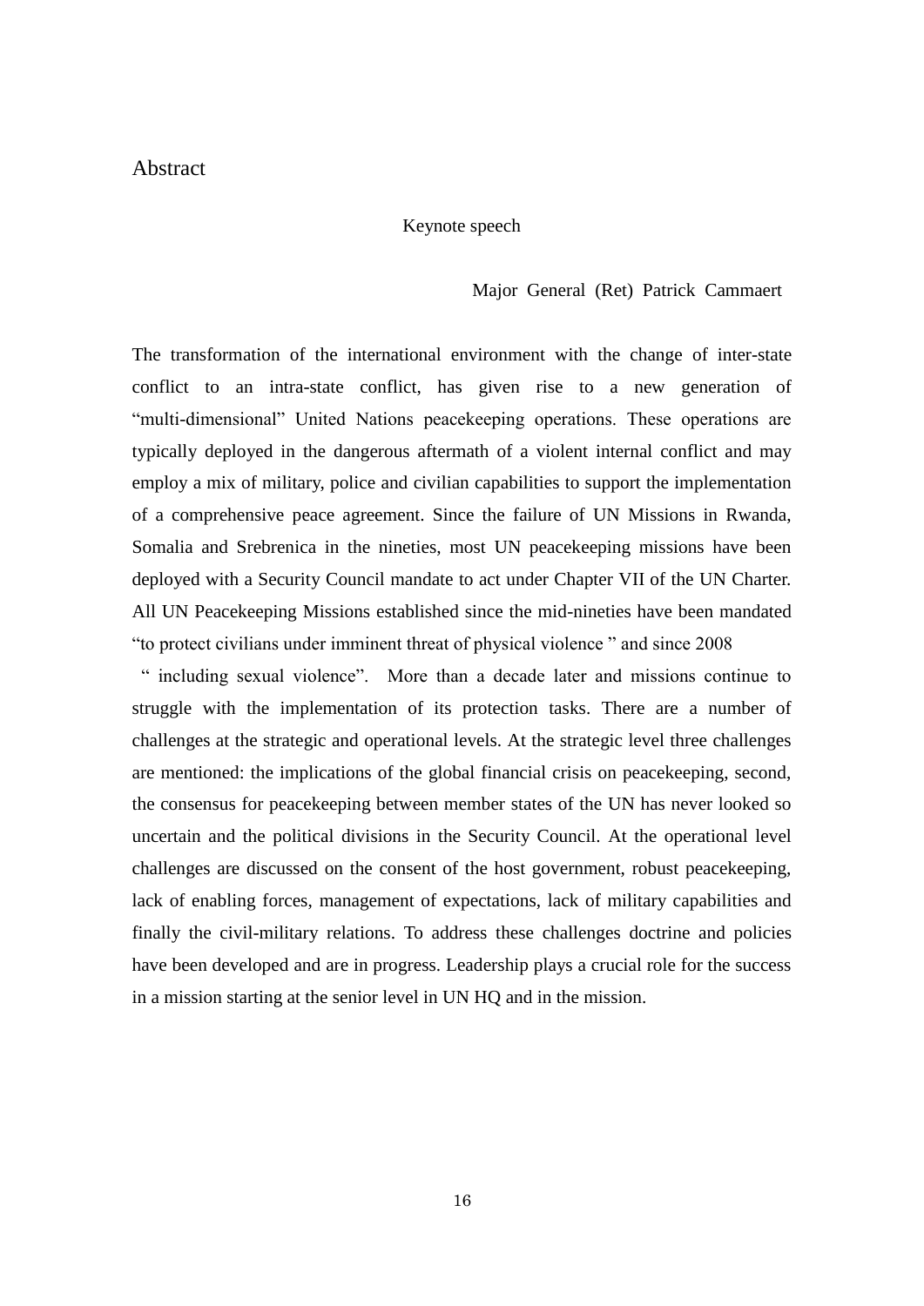## Abstract

Keynote speech

Major General (Ret) Patrick Cammaert

The transformation of the international environment with the change of inter-state conflict to an intra-state conflict, has given rise to a new generation of "multi-dimensional" United Nations peacekeeping operations. These operations are typically deployed in the dangerous aftermath of a violent internal conflict and may employ a mix of military, police and civilian capabilities to support the implementation of a comprehensive peace agreement. Since the failure of UN Missions in Rwanda, Somalia and Srebrenica in the nineties, most UN peacekeeping missions have been deployed with a Security Council mandate to act under Chapter VII of the UN Charter. All UN Peacekeeping Missions established since the mid-nineties have been mandated "to protect civilians under imminent threat of physical violence " and since 2008 " including sexual violence". More than a decade later and missions continue to struggle with the implementation of its protection tasks. There are a number of challenges at the strategic and operational levels. At the strategic level three challenges are mentioned: the implications of the global financial crisis on peacekeeping, second, the consensus for peacekeeping between member states of the UN has never looked so uncertain and the political divisions in the Security Council. At the operational level challenges are discussed on the consent of the host government, robust peacekeeping, lack of enabling forces, management of expectations, lack of military capabilities and finally the civil-military relations. To address these challenges doctrine and policies have been developed and are in progress. Leadership plays a crucial role for the success in a mission starting at the senior level in UN HQ and in the mission.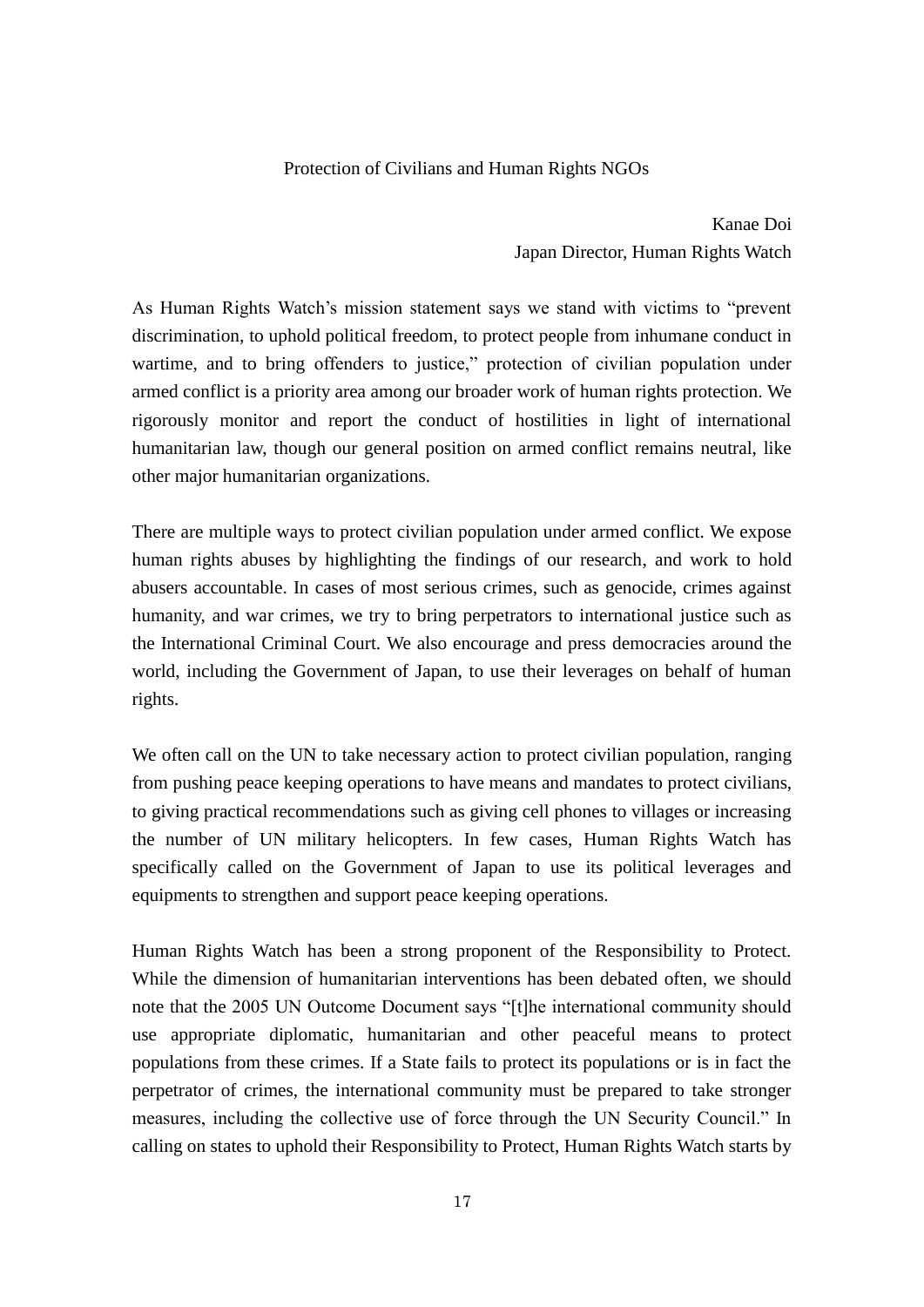# Protection of Civilians and Human Rights NGOs

Kanae Doi
Japan Director, Human Rights Watch

As Human Rights Watch's mission statement says we stand with victims to "prevent discrimination, to uphold political freedom, to protect people from inhumane conduct in wartime, and to bring offenders to justice," protection of civilian population under armed conflict is a priority area among our broader work of human rights protection. We rigorously monitor and report the conduct of hostilities in light of international humanitarian law, though our general position on armed conflict remains neutral, like other major humanitarian organizations.

There are multiple ways to protect civilian population under armed conflict. We expose human rights abuses by highlighting the findings of our research, and work to hold abusers accountable. In cases of most serious crimes, such as genocide, crimes against humanity, and war crimes, we try to bring perpetrators to international justice such as the International Criminal Court. We also encourage and press democracies around the world, including the Government of Japan, to use their leverages on behalf of human rights.

We often call on the UN to take necessary action to protect civilian population, ranging from pushing peace keeping operations to have means and mandates to protect civilians, to giving practical recommendations such as giving cell phones to villages or increasing the number of UN military helicopters. In few cases, Human Rights Watch has specifically called on the Government of Japan to use its political leverages and equipments to strengthen and support peace keeping operations.

Human Rights Watch has been a strong proponent of the Responsibility to Protect. While the dimension of humanitarian interventions has been debated often, we should note that the 2005 UN Outcome Document says "[t]he international community should use appropriate diplomatic, humanitarian and other peaceful means to protect populations from these crimes. If a State fails to protect its populations or is in fact the perpetrator of crimes, the international community must be prepared to take stronger measures, including the collective use of force through the UN Security Council." In calling on states to uphold their Responsibility to Protect, Human Rights Watch starts by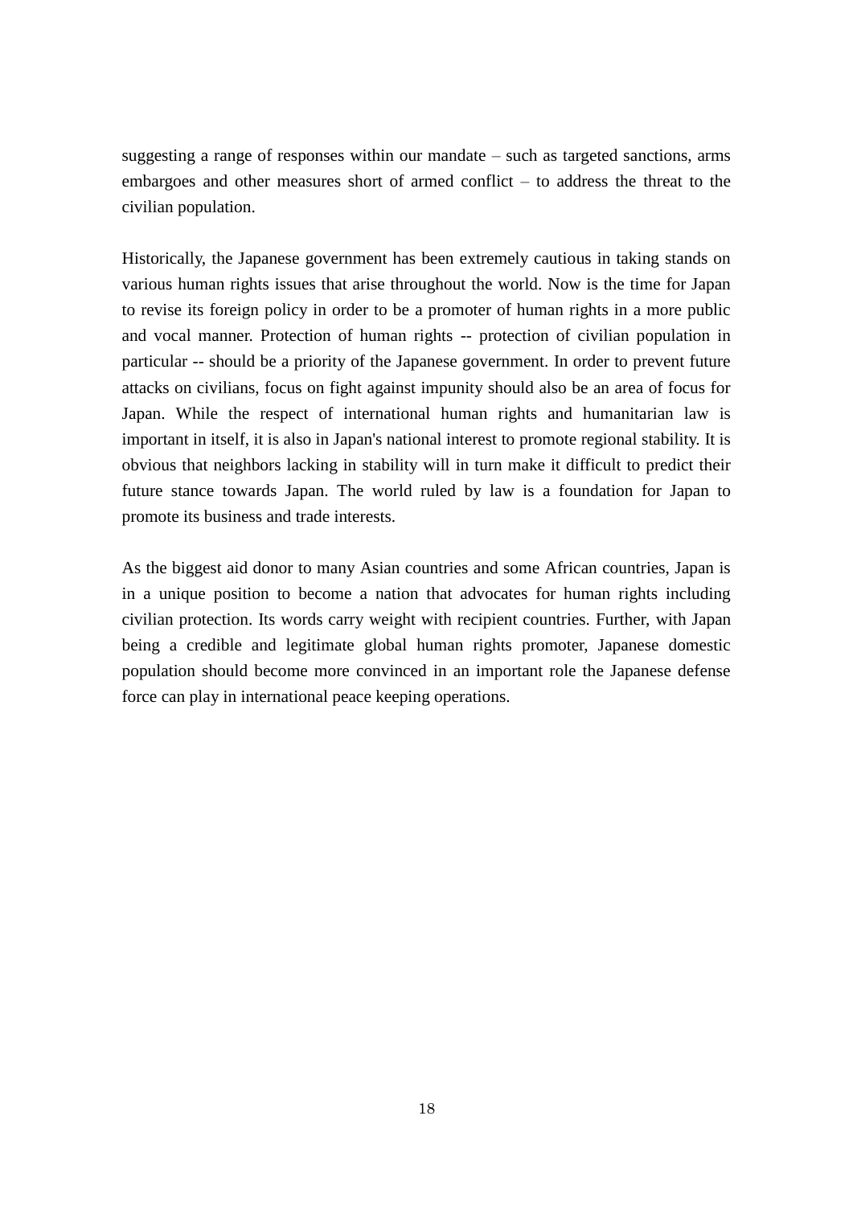suggesting a range of responses within our mandate – such as targeted sanctions, arms embargoes and other measures short of armed conflict – to address the threat to the civilian population.

Historically, the Japanese government has been extremely cautious in taking stands on various human rights issues that arise throughout the world. Now is the time for Japan to revise its foreign policy in order to be a promoter of human rights in a more public and vocal manner. Protection of human rights -- protection of civilian population in particular -- should be a priority of the Japanese government. In order to prevent future attacks on civilians, focus on fight against impunity should also be an area of focus for Japan. While the respect of international human rights and humanitarian law is important in itself, it is also in Japan's national interest to promote regional stability. It is obvious that neighbors lacking in stability will in turn make it difficult to predict their future stance towards Japan. The world ruled by law is a foundation for Japan to promote its business and trade interests.

As the biggest aid donor to many Asian countries and some African countries, Japan is in a unique position to become a nation that advocates for human rights including civilian protection. Its words carry weight with recipient countries. Further, with Japan being a credible and legitimate global human rights promoter, Japanese domestic population should become more convinced in an important role the Japanese defense force can play in international peace keeping operations.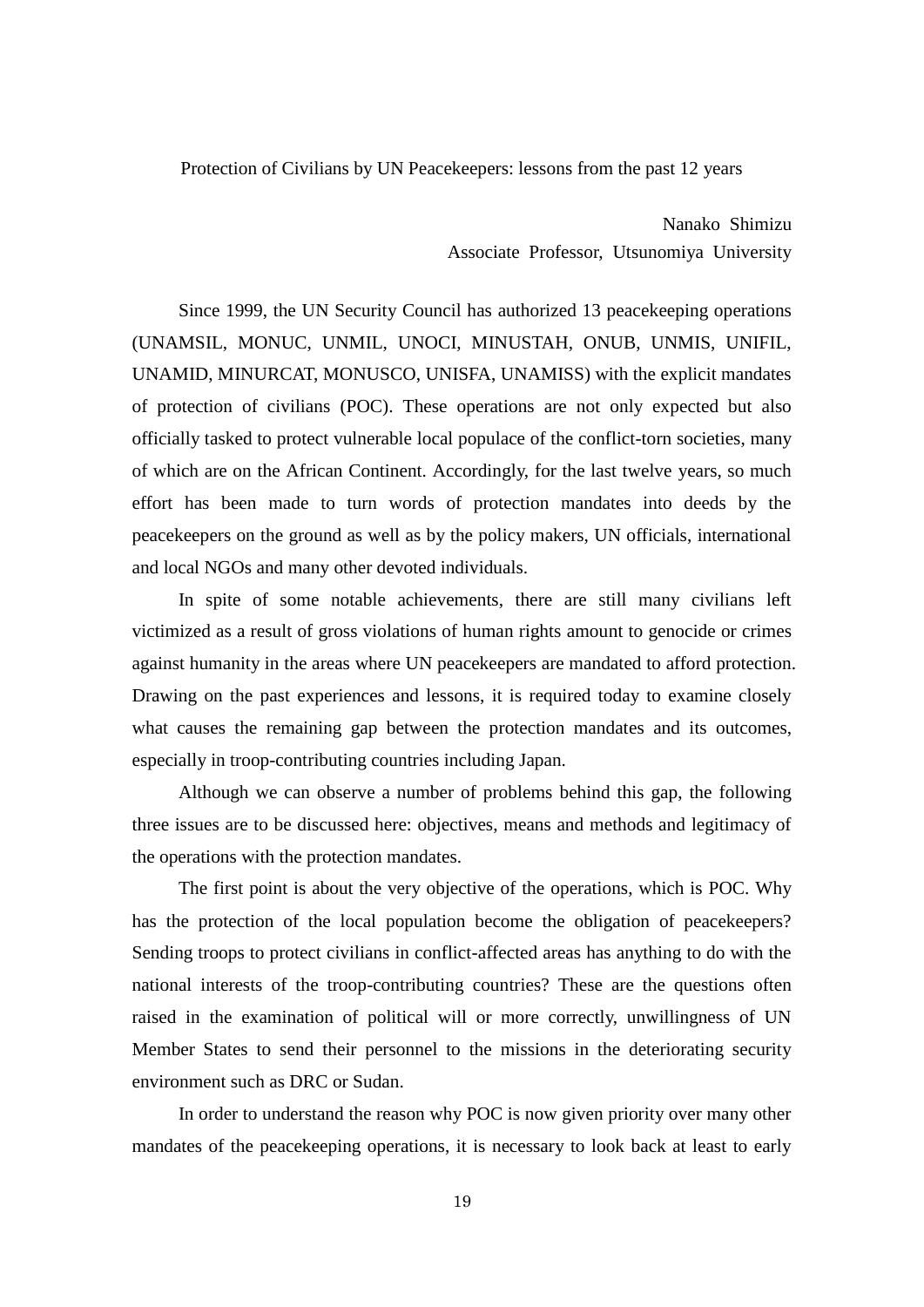# Protection of Civilians by UN Peacekeepers: lessons from the past 12 years

Nanako Shimizu
Associate Professor, Utsunomiya University

Since 1999, the UN Security Council has authorized 13 peacekeeping operations (UNAMSIL, MONUC, UNMIL, UNOCI, MINUSTAH, ONUB, UNMIS, UNIFIL, UNAMID, MINURCAT, MONUSCO, UNISFA, UNAMISS) with the explicit mandates of protection of civilians (POC). These operations are not only expected but also officially tasked to protect vulnerable local populace of the conflict-torn societies, many of which are on the African Continent. Accordingly, for the last twelve years, so much effort has been made to turn words of protection mandates into deeds by the peacekeepers on the ground as well as by the policy makers, UN officials, international and local NGOs and many other devoted individuals.

In spite of some notable achievements, there are still many civilians left victimized as a result of gross violations of human rights amount to genocide or crimes against humanity in the areas where UN peacekeepers are mandated to afford protection. Drawing on the past experiences and lessons, it is required today to examine closely what causes the remaining gap between the protection mandates and its outcomes, especially in troop-contributing countries including Japan.

Although we can observe a number of problems behind this gap, the following three issues are to be discussed here: objectives, means and methods and legitimacy of the operations with the protection mandates.

The first point is about the very objective of the operations, which is POC. Why has the protection of the local population become the obligation of peacekeepers? Sending troops to protect civilians in conflict-affected areas has anything to do with the national interests of the troop-contributing countries? These are the questions often raised in the examination of political will or more correctly, unwillingness of UN Member States to send their personnel to the missions in the deteriorating security environment such as DRC or Sudan.

In order to understand the reason why POC is now given priority over many other mandates of the peacekeeping operations, it is necessary to look back at least to early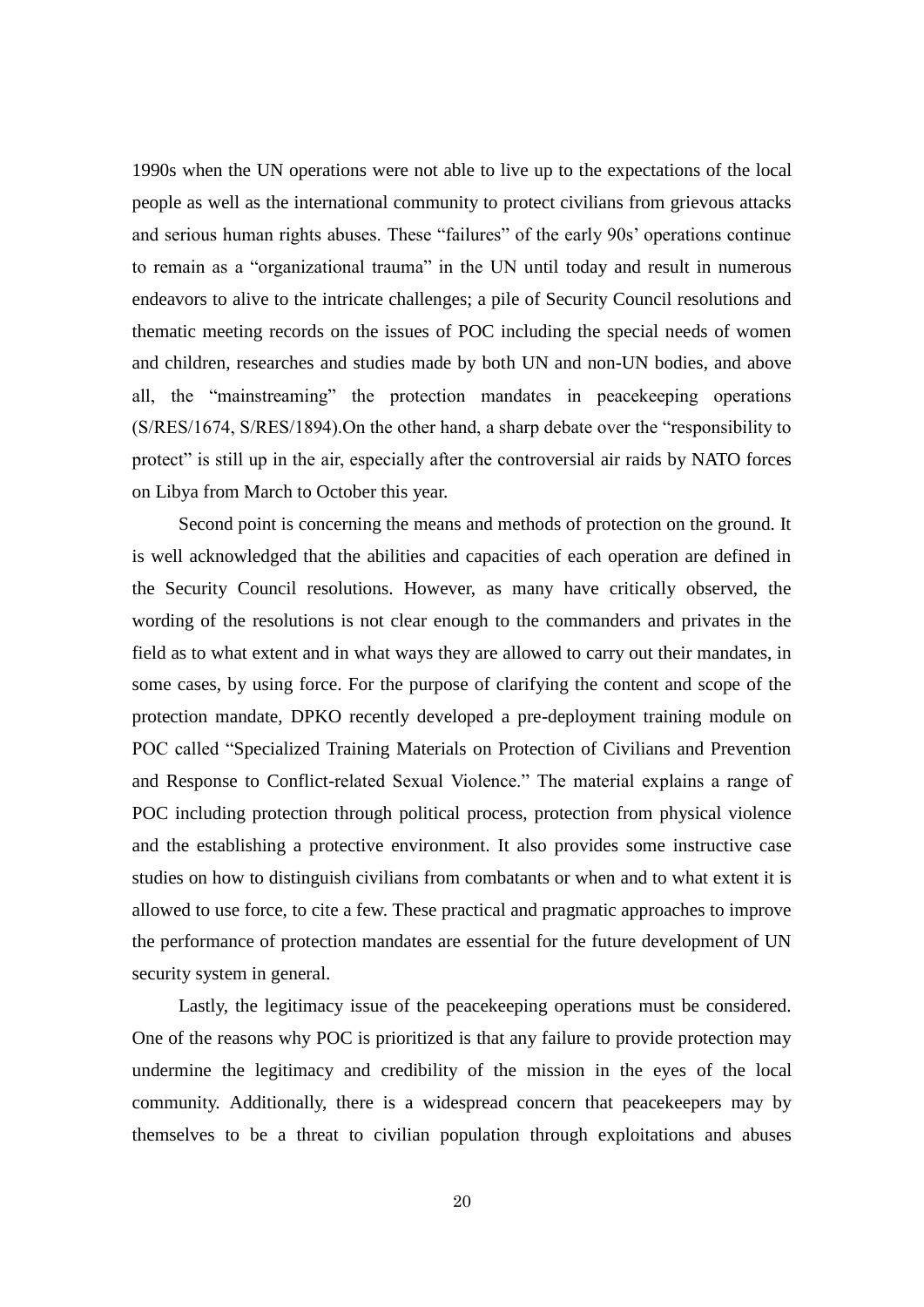1990s when the UN operations were not able to live up to the expectations of the local people as well as the international community to protect civilians from grievous attacks and serious human rights abuses. These "failures" of the early 90s' operations continue to remain as a "organizational trauma" in the UN until today and result in numerous endeavors to alive to the intricate challenges; a pile of Security Council resolutions and thematic meeting records on the issues of POC including the special needs of women and children, researches and studies made by both UN and non-UN bodies, and above all, the "mainstreaming" the protection mandates in peacekeeping operations (S/RES/1674, S/RES/1894).On the other hand, a sharp debate over the "responsibility to protect" is still up in the air, especially after the controversial air raids by NATO forces on Libya from March to October this year.

Second point is concerning the means and methods of protection on the ground. It is well acknowledged that the abilities and capacities of each operation are defined in the Security Council resolutions. However, as many have critically observed, the wording of the resolutions is not clear enough to the commanders and privates in the field as to what extent and in what ways they are allowed to carry out their mandates, in some cases, by using force. For the purpose of clarifying the content and scope of the protection mandate, DPKO recently developed a pre-deployment training module on POC called "Specialized Training Materials on Protection of Civilians and Prevention and Response to Conflict-related Sexual Violence." The material explains a range of POC including protection through political process, protection from physical violence and the establishing a protective environment. It also provides some instructive case studies on how to distinguish civilians from combatants or when and to what extent it is allowed to use force, to cite a few. These practical and pragmatic approaches to improve the performance of protection mandates are essential for the future development of UN security system in general.

Lastly, the legitimacy issue of the peacekeeping operations must be considered. One of the reasons why POC is prioritized is that any failure to provide protection may undermine the legitimacy and credibility of the mission in the eyes of the local community. Additionally, there is a widespread concern that peacekeepers may by themselves to be a threat to civilian population through exploitations and abuses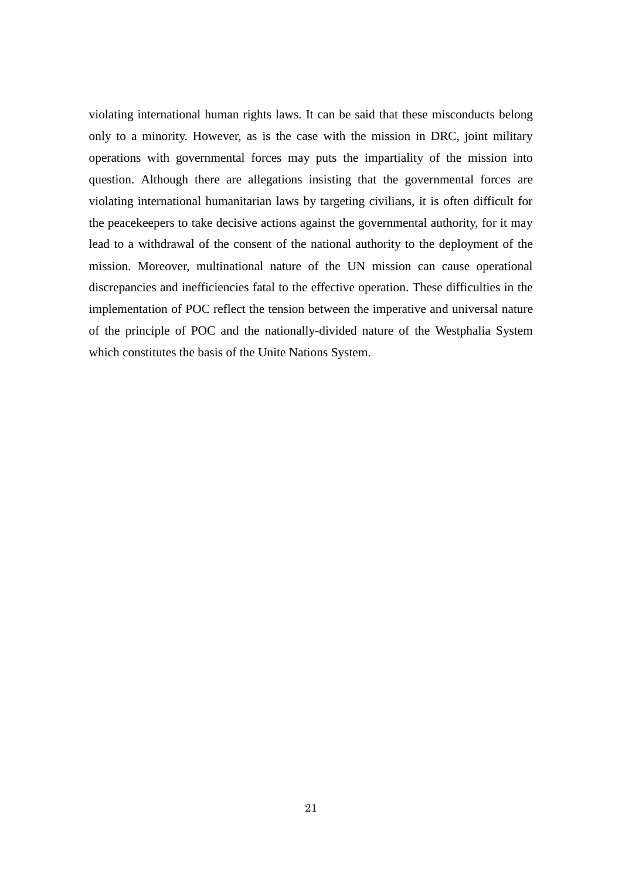violating international human rights laws. It can be said that these misconducts belong only to a minority. However, as is the case with the mission in DRC, joint military operations with governmental forces may puts the impartiality of the mission into question. Although there are allegations insisting that the governmental forces are violating international humanitarian laws by targeting civilians, it is often difficult for the peacekeepers to take decisive actions against the governmental authority, for it may lead to a withdrawal of the consent of the national authority to the deployment of the mission. Moreover, multinational nature of the UN mission can cause operational discrepancies and inefficiencies fatal to the effective operation. These difficulties in the implementation of POC reflect the tension between the imperative and universal nature of the principle of POC and the nationally-divided nature of the Westphalia System which constitutes the basis of the Unite Nations System.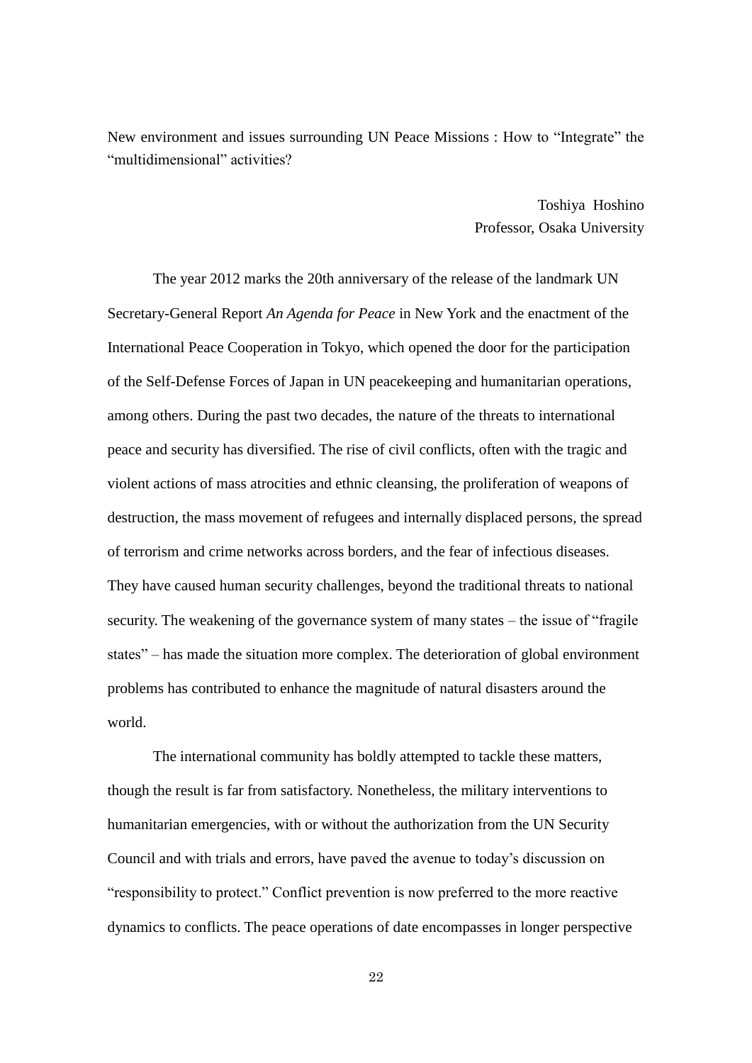New environment and issues surrounding UN Peace Missions : How to "Integrate" the "multidimensional" activities?

Toshiya Hoshino
Professor, Osaka University

The year 2012 marks the 20th anniversary of the release of the landmark UN Secretary-General Report *An Agenda for Peace* in New York and the enactment of the International Peace Cooperation in Tokyo, which opened the door for the participation of the Self-Defense Forces of Japan in UN peacekeeping and humanitarian operations, among others. During the past two decades, the nature of the threats to international peace and security has diversified. The rise of civil conflicts, often with the tragic and violent actions of mass atrocities and ethnic cleansing, the proliferation of weapons of destruction, the mass movement of refugees and internally displaced persons, the spread of terrorism and crime networks across borders, and the fear of infectious diseases. They have caused human security challenges, beyond the traditional threats to national security. The weakening of the governance system of many states – the issue of "fragile states" – has made the situation more complex. The deterioration of global environment problems has contributed to enhance the magnitude of natural disasters around the world.

The international community has boldly attempted to tackle these matters, though the result is far from satisfactory. Nonetheless, the military interventions to humanitarian emergencies, with or without the authorization from the UN Security Council and with trials and errors, have paved the avenue to today's discussion on "responsibility to protect." Conflict prevention is now preferred to the more reactive dynamics to conflicts. The peace operations of date encompasses in longer perspective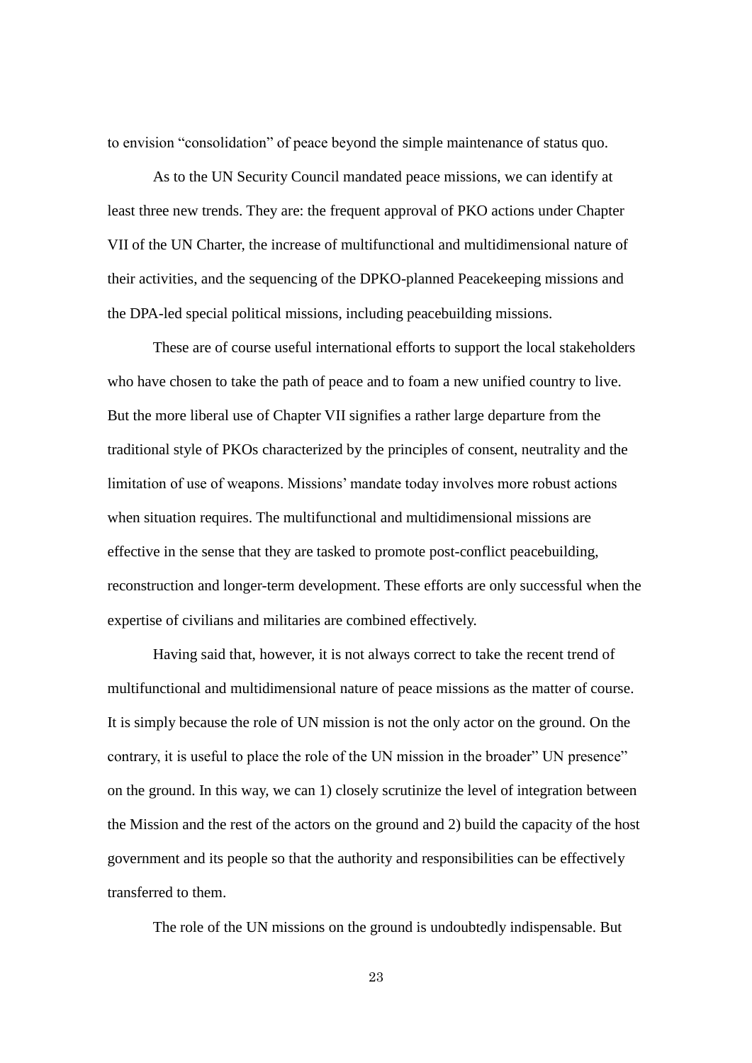to envision "consolidation" of peace beyond the simple maintenance of status quo.

As to the UN Security Council mandated peace missions, we can identify at least three new trends. They are: the frequent approval of PKO actions under Chapter VII of the UN Charter, the increase of multifunctional and multidimensional nature of their activities, and the sequencing of the DPKO-planned Peacekeeping missions and the DPA-led special political missions, including peacebuilding missions.

These are of course useful international efforts to support the local stakeholders who have chosen to take the path of peace and to foam a new unified country to live. But the more liberal use of Chapter VII signifies a rather large departure from the traditional style of PKOs characterized by the principles of consent, neutrality and the limitation of use of weapons. Missions' mandate today involves more robust actions when situation requires. The multifunctional and multidimensional missions are effective in the sense that they are tasked to promote post-conflict peacebuilding, reconstruction and longer-term development. These efforts are only successful when the expertise of civilians and militaries are combined effectively.

Having said that, however, it is not always correct to take the recent trend of multifunctional and multidimensional nature of peace missions as the matter of course. It is simply because the role of UN mission is not the only actor on the ground. On the contrary, it is useful to place the role of the UN mission in the broader" UN presence" on the ground. In this way, we can 1) closely scrutinize the level of integration between the Mission and the rest of the actors on the ground and 2) build the capacity of the host government and its people so that the authority and responsibilities can be effectively transferred to them.

The role of the UN missions on the ground is undoubtedly indispensable. But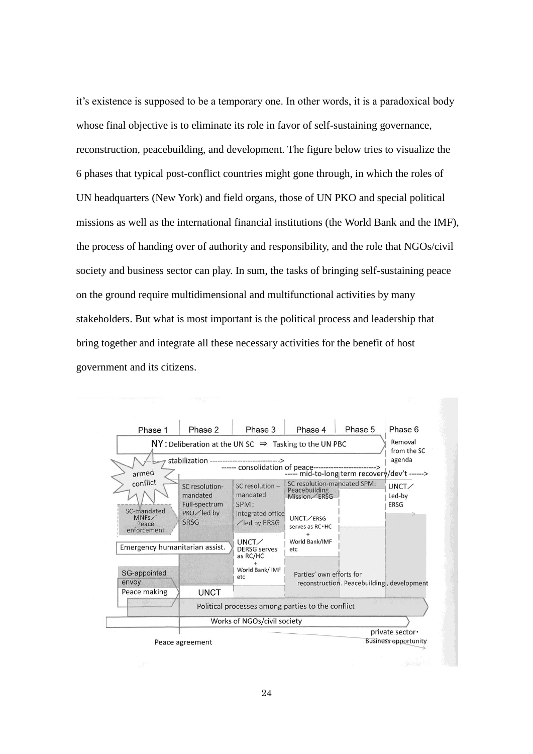it's existence is supposed to be a temporary one. In other words, it is a paradoxical body whose final objective is to eliminate its role in favor of self-sustaining governance, reconstruction, peacebuilding, and development. The figure below tries to visualize the 6 phases that typical post-conflict countries might gone through, in which the roles of UN headquarters (New York) and field organs, those of UN PKO and special political missions as well as the international financial institutions (the World Bank and the IMF), the process of handing over of authority and responsibility, and the role that NGOs/civil society and business sector can play. In sum, the tasks of bringing self-sustaining peace on the ground require multidimensional and multifunctional activities by many stakeholders. But what is most important is the political process and leadership that bring together and integrate all these necessary activities for the benefit of host government and its citizens.

| Phase 1 | Phase 2 | Phase 3 | Phase 4 | Phase 5 | Phase 6 |
|---|---|---|---|---|---|

NY: Deliberation at the UN SC ⇒ Tasking to the UN PBC

Removal from the SC agenda

------ stabilization ---------------------------->

------ consolidation of peace------------------------>

----- mid-to-long term recovery/dev't ------>

armed conflict

SC-mandated MNFs／Peace enforcement

SC resolution-mandated Full-spectrum PKO／led by SRSG

SC resolution – mandated SPM: Integrated office／led by ERSG

SC resolution-mandated SPM: Peacebuilding Mission／ERSG

UNCT／Led-by ERSG

UNCT／ERSG serves as RC・HC + World Bank/IMF etc

UNCT／DERSG serves as RC/HC + World Bank/ IMF etc

Emergency humanitarian assist.

SG-appointed envoy

Peace making

UNCT

Parties' own efforts for reconstruction. Peacebuilding , development

Political processes among parties to the conflict

Works of NGOs/civil society

private sector・Business opportunity

Peace agreement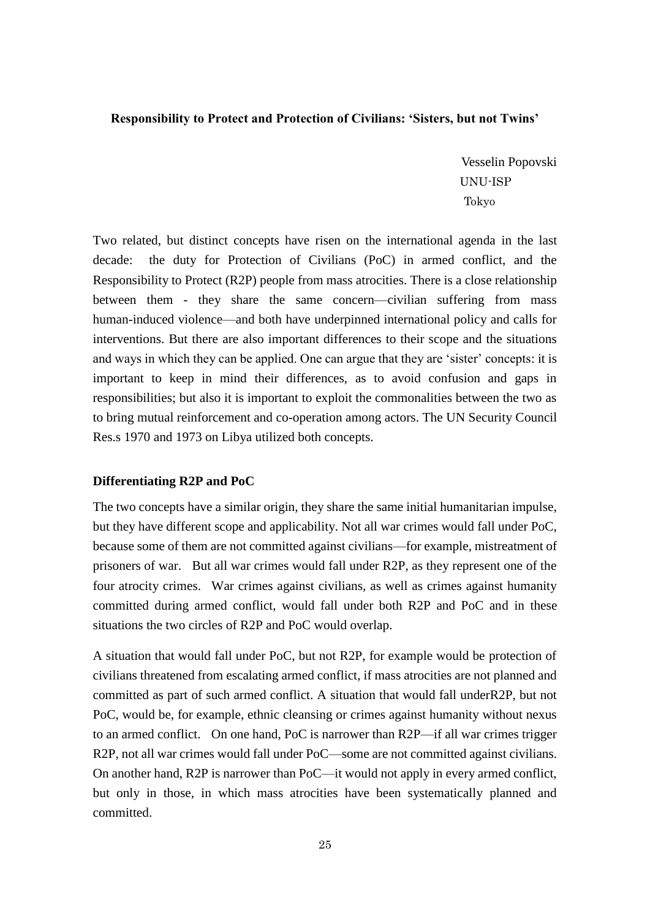**Responsibility to Protect and Protection of Civilians: 'Sisters, but not Twins'**

Vesselin Popovski
UNU-ISP
Tokyo

Two related, but distinct concepts have risen on the international agenda in the last decade: the duty for Protection of Civilians (PoC) in armed conflict, and the Responsibility to Protect (R2P) people from mass atrocities. There is a close relationship between them - they share the same concern—civilian suffering from mass human-induced violence—and both have underpinned international policy and calls for interventions. But there are also important differences to their scope and the situations and ways in which they can be applied. One can argue that they are 'sister' concepts: it is important to keep in mind their differences, as to avoid confusion and gaps in responsibilities; but also it is important to exploit the commonalities between the two as to bring mutual reinforcement and co-operation among actors. The UN Security Council Res.s 1970 and 1973 on Libya utilized both concepts.

## Differentiating R2P and PoC

The two concepts have a similar origin, they share the same initial humanitarian impulse, but they have different scope and applicability. Not all war crimes would fall under PoC, because some of them are not committed against civilians—for example, mistreatment of prisoners of war. But all war crimes would fall under R2P, as they represent one of the four atrocity crimes. War crimes against civilians, as well as crimes against humanity committed during armed conflict, would fall under both R2P and PoC and in these situations the two circles of R2P and PoC would overlap.

A situation that would fall under PoC, but not R2P, for example would be protection of civilians threatened from escalating armed conflict, if mass atrocities are not planned and committed as part of such armed conflict. A situation that would fall underR2P, but not PoC, would be, for example, ethnic cleansing or crimes against humanity without nexus to an armed conflict. On one hand, PoC is narrower than R2P—if all war crimes trigger R2P, not all war crimes would fall under PoC—some are not committed against civilians. On another hand, R2P is narrower than PoC—it would not apply in every armed conflict, but only in those, in which mass atrocities have been systematically planned and committed.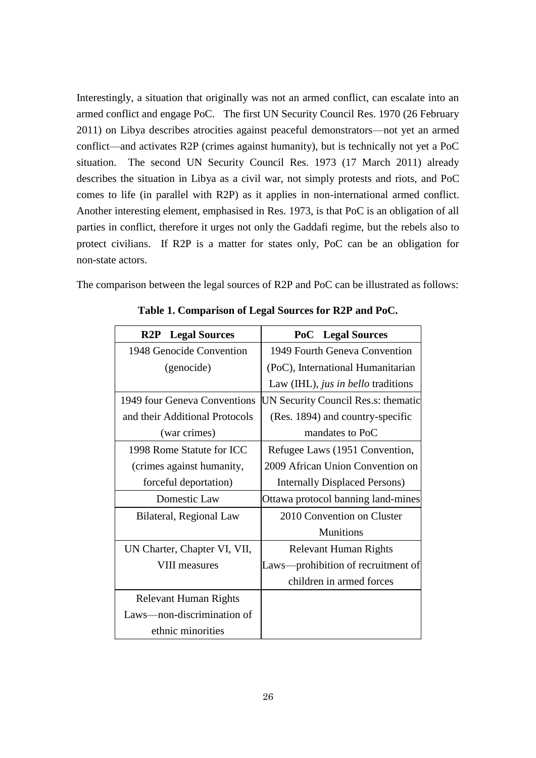Interestingly, a situation that originally was not an armed conflict, can escalate into an armed conflict and engage PoC. The first UN Security Council Res. 1970 (26 February 2011) on Libya describes atrocities against peaceful demonstrators—not yet an armed conflict—and activates R2P (crimes against humanity), but is technically not yet a PoC situation. The second UN Security Council Res. 1973 (17 March 2011) already describes the situation in Libya as a civil war, not simply protests and riots, and PoC comes to life (in parallel with R2P) as it applies in non-international armed conflict. Another interesting element, emphasised in Res. 1973, is that PoC is an obligation of all parties in conflict, therefore it urges not only the Gaddafi regime, but the rebels also to protect civilians. If R2P is a matter for states only, PoC can be an obligation for non-state actors.

The comparison between the legal sources of R2P and PoC can be illustrated as follows:

**Table 1. Comparison of Legal Sources for R2P and PoC.**

| **R2P Legal Sources** | **PoC Legal Sources** |
|---|---|
| 1948 Genocide Convention (genocide) | 1949 Fourth Geneva Convention (PoC), International Humanitarian Law (IHL), *jus in bello* traditions |
| 1949 four Geneva Conventions and their Additional Protocols (war crimes) | UN Security Council Res.s: thematic (Res. 1894) and country-specific mandates to PoC |
| 1998 Rome Statute for ICC (crimes against humanity, forceful deportation) | Refugee Laws (1951 Convention, 2009 African Union Convention on Internally Displaced Persons) |
| Domestic Law | Ottawa protocol banning land-mines |
| Bilateral, Regional Law | 2010 Convention on Cluster Munitions |
| UN Charter, Chapter VI, VII, VIII measures | Relevant Human Rights Laws—prohibition of recruitment of children in armed forces |
| Relevant Human Rights Laws—non-discrimination of ethnic minorities | |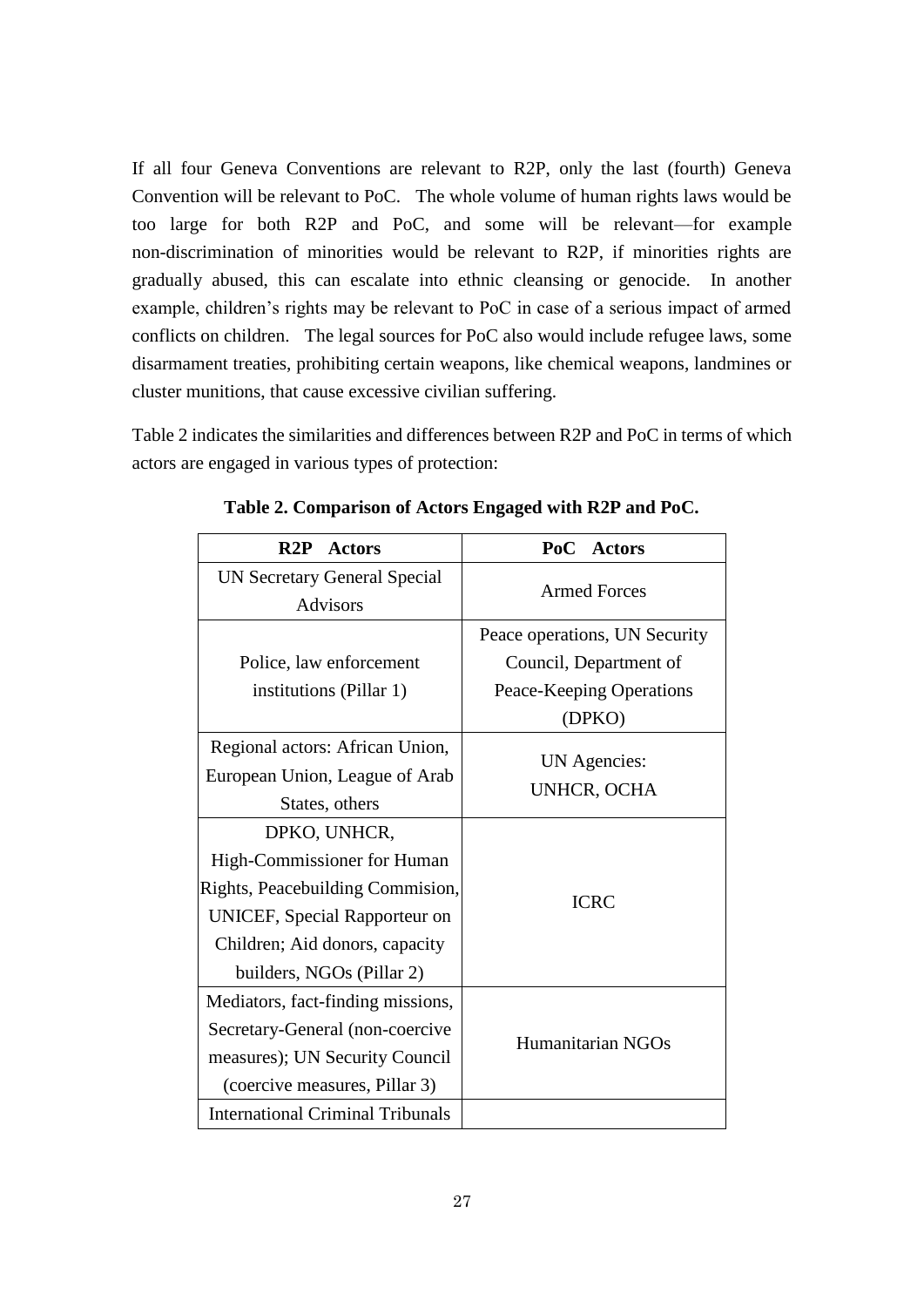If all four Geneva Conventions are relevant to R2P, only the last (fourth) Geneva Convention will be relevant to PoC. The whole volume of human rights laws would be too large for both R2P and PoC, and some will be relevant—for example non-discrimination of minorities would be relevant to R2P, if minorities rights are gradually abused, this can escalate into ethnic cleansing or genocide. In another example, children's rights may be relevant to PoC in case of a serious impact of armed conflicts on children. The legal sources for PoC also would include refugee laws, some disarmament treaties, prohibiting certain weapons, like chemical weapons, landmines or cluster munitions, that cause excessive civilian suffering.

Table 2 indicates the similarities and differences between R2P and PoC in terms of which actors are engaged in various types of protection:

**Table 2. Comparison of Actors Engaged with R2P and PoC.**

| R2P Actors | PoC Actors |
|---|---|
| UN Secretary General Special Advisors | Armed Forces |
| Police, law enforcement institutions (Pillar 1) | Peace operations, UN Security Council, Department of Peace-Keeping Operations (DPKO) |
| Regional actors: African Union, European Union, League of Arab States, others | UN Agencies: UNHCR, OCHA |
| DPKO, UNHCR, High-Commissioner for Human Rights, Peacebuilding Commision, UNICEF, Special Rapporteur on Children; Aid donors, capacity builders, NGOs (Pillar 2) | ICRC |
| Mediators, fact-finding missions, Secretary-General (non-coercive measures); UN Security Council (coercive measures, Pillar 3) | Humanitarian NGOs |
| International Criminal Tribunals | |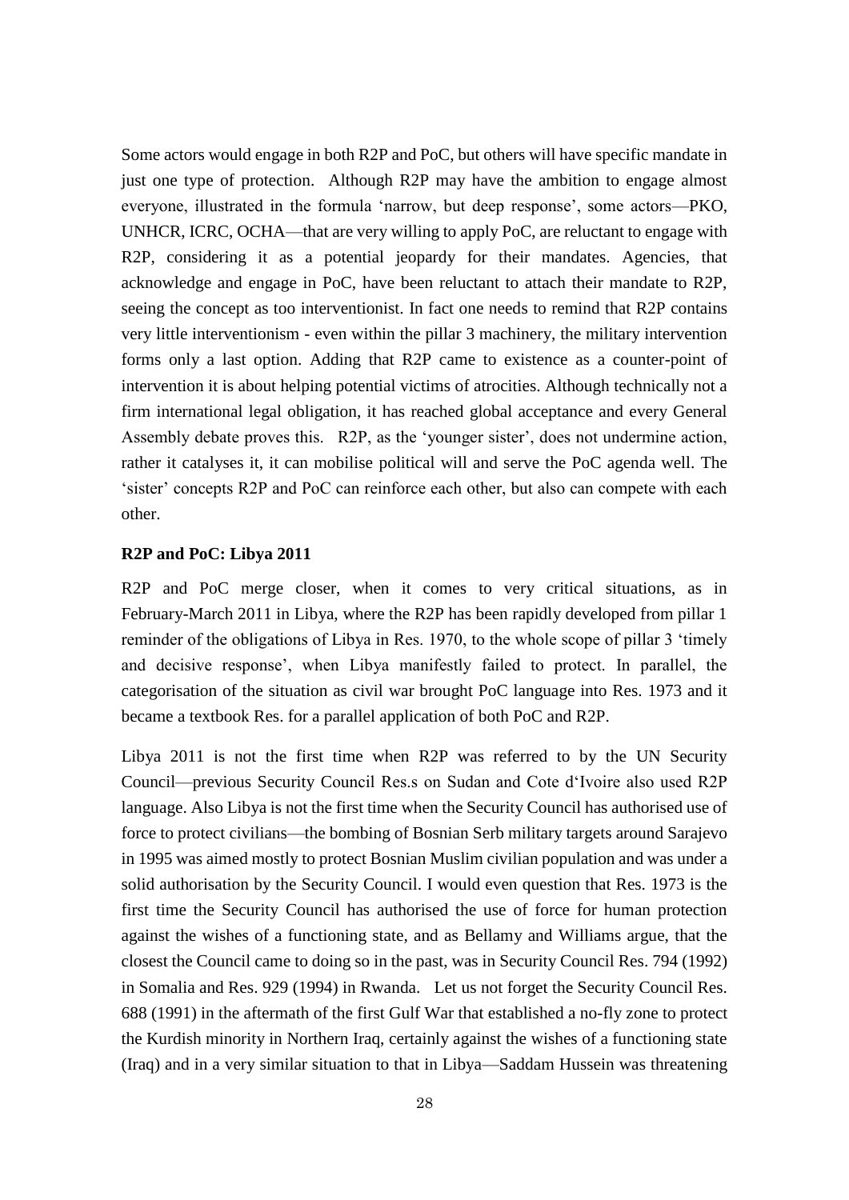Some actors would engage in both R2P and PoC, but others will have specific mandate in just one type of protection. Although R2P may have the ambition to engage almost everyone, illustrated in the formula 'narrow, but deep response', some actors—PKO, UNHCR, ICRC, OCHA—that are very willing to apply PoC, are reluctant to engage with R2P, considering it as a potential jeopardy for their mandates. Agencies, that acknowledge and engage in PoC, have been reluctant to attach their mandate to R2P, seeing the concept as too interventionist. In fact one needs to remind that R2P contains very little interventionism - even within the pillar 3 machinery, the military intervention forms only a last option. Adding that R2P came to existence as a counter-point of intervention it is about helping potential victims of atrocities. Although technically not a firm international legal obligation, it has reached global acceptance and every General Assembly debate proves this. R2P, as the 'younger sister', does not undermine action, rather it catalyses it, it can mobilise political will and serve the PoC agenda well. The 'sister' concepts R2P and PoC can reinforce each other, but also can compete with each other.

### R2P and PoC: Libya 2011

R2P and PoC merge closer, when it comes to very critical situations, as in February-March 2011 in Libya, where the R2P has been rapidly developed from pillar 1 reminder of the obligations of Libya in Res. 1970, to the whole scope of pillar 3 'timely and decisive response', when Libya manifestly failed to protect. In parallel, the categorisation of the situation as civil war brought PoC language into Res. 1973 and it became a textbook Res. for a parallel application of both PoC and R2P.

Libya 2011 is not the first time when R2P was referred to by the UN Security Council—previous Security Council Res.s on Sudan and Cote d'Ivoire also used R2P language. Also Libya is not the first time when the Security Council has authorised use of force to protect civilians—the bombing of Bosnian Serb military targets around Sarajevo in 1995 was aimed mostly to protect Bosnian Muslim civilian population and was under a solid authorisation by the Security Council. I would even question that Res. 1973 is the first time the Security Council has authorised the use of force for human protection against the wishes of a functioning state, and as Bellamy and Williams argue, that the closest the Council came to doing so in the past, was in Security Council Res. 794 (1992) in Somalia and Res. 929 (1994) in Rwanda. Let us not forget the Security Council Res. 688 (1991) in the aftermath of the first Gulf War that established a no-fly zone to protect the Kurdish minority in Northern Iraq, certainly against the wishes of a functioning state (Iraq) and in a very similar situation to that in Libya—Saddam Hussein was threatening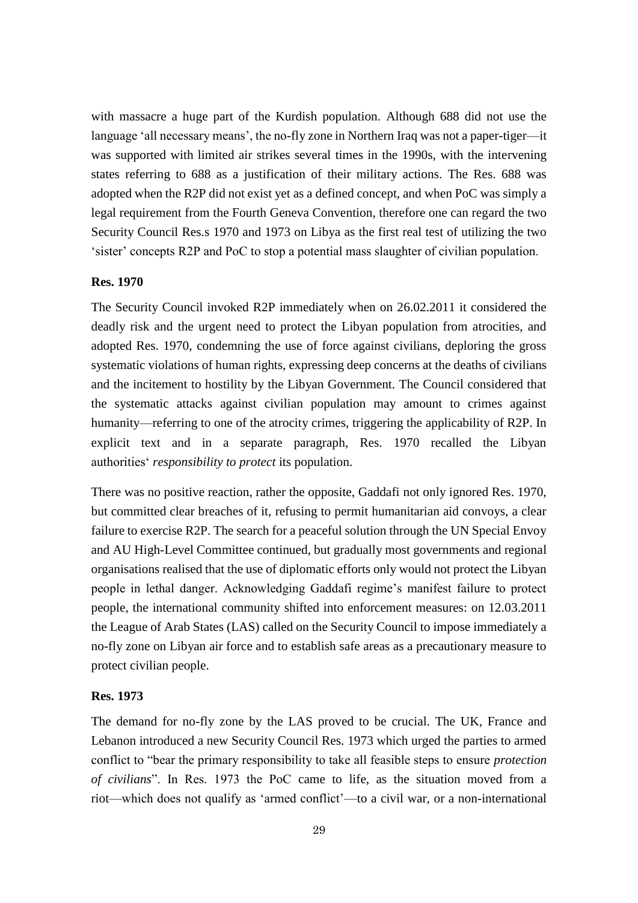with massacre a huge part of the Kurdish population. Although 688 did not use the language 'all necessary means', the no-fly zone in Northern Iraq was not a paper-tiger—it was supported with limited air strikes several times in the 1990s, with the intervening states referring to 688 as a justification of their military actions. The Res. 688 was adopted when the R2P did not exist yet as a defined concept, and when PoC was simply a legal requirement from the Fourth Geneva Convention, therefore one can regard the two Security Council Res.s 1970 and 1973 on Libya as the first real test of utilizing the two 'sister' concepts R2P and PoC to stop a potential mass slaughter of civilian population.

**Res. 1970**

The Security Council invoked R2P immediately when on 26.02.2011 it considered the deadly risk and the urgent need to protect the Libyan population from atrocities, and adopted Res. 1970, condemning the use of force against civilians, deploring the gross systematic violations of human rights, expressing deep concerns at the deaths of civilians and the incitement to hostility by the Libyan Government. The Council considered that the systematic attacks against civilian population may amount to crimes against humanity—referring to one of the atrocity crimes, triggering the applicability of R2P. In explicit text and in a separate paragraph, Res. 1970 recalled the Libyan authorities' *responsibility to protect* its population.

There was no positive reaction, rather the opposite, Gaddafi not only ignored Res. 1970, but committed clear breaches of it, refusing to permit humanitarian aid convoys, a clear failure to exercise R2P. The search for a peaceful solution through the UN Special Envoy and AU High-Level Committee continued, but gradually most governments and regional organisations realised that the use of diplomatic efforts only would not protect the Libyan people in lethal danger. Acknowledging Gaddafi regime's manifest failure to protect people, the international community shifted into enforcement measures: on 12.03.2011 the League of Arab States (LAS) called on the Security Council to impose immediately a no-fly zone on Libyan air force and to establish safe areas as a precautionary measure to protect civilian people.

**Res. 1973**

The demand for no-fly zone by the LAS proved to be crucial. The UK, France and Lebanon introduced a new Security Council Res. 1973 which urged the parties to armed conflict to "bear the primary responsibility to take all feasible steps to ensure *protection of civilians*". In Res. 1973 the PoC came to life, as the situation moved from a riot—which does not qualify as 'armed conflict'—to a civil war, or a non-international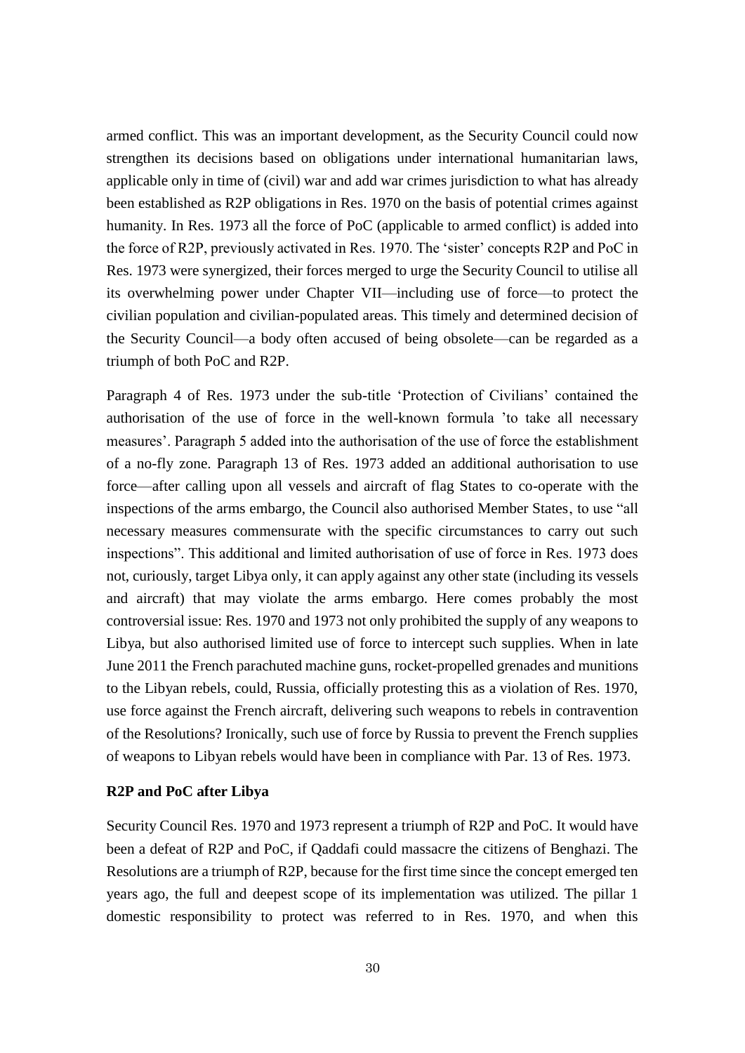armed conflict. This was an important development, as the Security Council could now strengthen its decisions based on obligations under international humanitarian laws, applicable only in time of (civil) war and add war crimes jurisdiction to what has already been established as R2P obligations in Res. 1970 on the basis of potential crimes against humanity. In Res. 1973 all the force of PoC (applicable to armed conflict) is added into the force of R2P, previously activated in Res. 1970. The 'sister' concepts R2P and PoC in Res. 1973 were synergized, their forces merged to urge the Security Council to utilise all its overwhelming power under Chapter VII—including use of force—to protect the civilian population and civilian-populated areas. This timely and determined decision of the Security Council—a body often accused of being obsolete—can be regarded as a triumph of both PoC and R2P.

Paragraph 4 of Res. 1973 under the sub-title 'Protection of Civilians' contained the authorisation of the use of force in the well-known formula 'to take all necessary measures'. Paragraph 5 added into the authorisation of the use of force the establishment of a no-fly zone. Paragraph 13 of Res. 1973 added an additional authorisation to use force—after calling upon all vessels and aircraft of flag States to co-operate with the inspections of the arms embargo, the Council also authorised Member States, to use "all necessary measures commensurate with the specific circumstances to carry out such inspections". This additional and limited authorisation of use of force in Res. 1973 does not, curiously, target Libya only, it can apply against any other state (including its vessels and aircraft) that may violate the arms embargo. Here comes probably the most controversial issue: Res. 1970 and 1973 not only prohibited the supply of any weapons to Libya, but also authorised limited use of force to intercept such supplies. When in late June 2011 the French parachuted machine guns, rocket-propelled grenades and munitions to the Libyan rebels, could, Russia, officially protesting this as a violation of Res. 1970, use force against the French aircraft, delivering such weapons to rebels in contravention of the Resolutions? Ironically, such use of force by Russia to prevent the French supplies of weapons to Libyan rebels would have been in compliance with Par. 13 of Res. 1973.

**R2P and PoC after Libya**

Security Council Res. 1970 and 1973 represent a triumph of R2P and PoC. It would have been a defeat of R2P and PoC, if Qaddafi could massacre the citizens of Benghazi. The Resolutions are a triumph of R2P, because for the first time since the concept emerged ten years ago, the full and deepest scope of its implementation was utilized. The pillar 1 domestic responsibility to protect was referred to in Res. 1970, and when this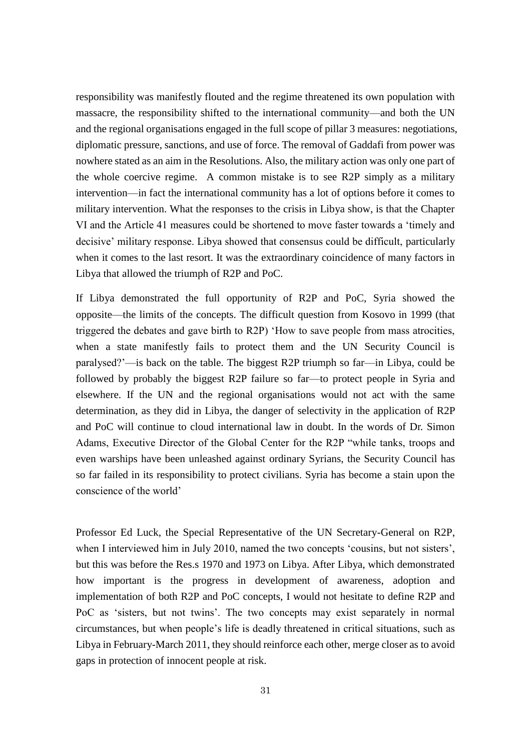responsibility was manifestly flouted and the regime threatened its own population with massacre, the responsibility shifted to the international community—and both the UN and the regional organisations engaged in the full scope of pillar 3 measures: negotiations, diplomatic pressure, sanctions, and use of force. The removal of Gaddafi from power was nowhere stated as an aim in the Resolutions. Also, the military action was only one part of the whole coercive regime. A common mistake is to see R2P simply as a military intervention—in fact the international community has a lot of options before it comes to military intervention. What the responses to the crisis in Libya show, is that the Chapter VI and the Article 41 measures could be shortened to move faster towards a 'timely and decisive' military response. Libya showed that consensus could be difficult, particularly when it comes to the last resort. It was the extraordinary coincidence of many factors in Libya that allowed the triumph of R2P and PoC.

If Libya demonstrated the full opportunity of R2P and PoC, Syria showed the opposite—the limits of the concepts. The difficult question from Kosovo in 1999 (that triggered the debates and gave birth to R2P) 'How to save people from mass atrocities, when a state manifestly fails to protect them and the UN Security Council is paralysed?'—is back on the table. The biggest R2P triumph so far—in Libya, could be followed by probably the biggest R2P failure so far—to protect people in Syria and elsewhere. If the UN and the regional organisations would not act with the same determination, as they did in Libya, the danger of selectivity in the application of R2P and PoC will continue to cloud international law in doubt. In the words of Dr. Simon Adams, Executive Director of the Global Center for the R2P "while tanks, troops and even warships have been unleashed against ordinary Syrians, the Security Council has so far failed in its responsibility to protect civilians. Syria has become a stain upon the conscience of the world'

Professor Ed Luck, the Special Representative of the UN Secretary-General on R2P, when I interviewed him in July 2010, named the two concepts 'cousins, but not sisters', but this was before the Res.s 1970 and 1973 on Libya. After Libya, which demonstrated how important is the progress in development of awareness, adoption and implementation of both R2P and PoC concepts, I would not hesitate to define R2P and PoC as 'sisters, but not twins'. The two concepts may exist separately in normal circumstances, but when people's life is deadly threatened in critical situations, such as Libya in February-March 2011, they should reinforce each other, merge closer as to avoid gaps in protection of innocent people at risk.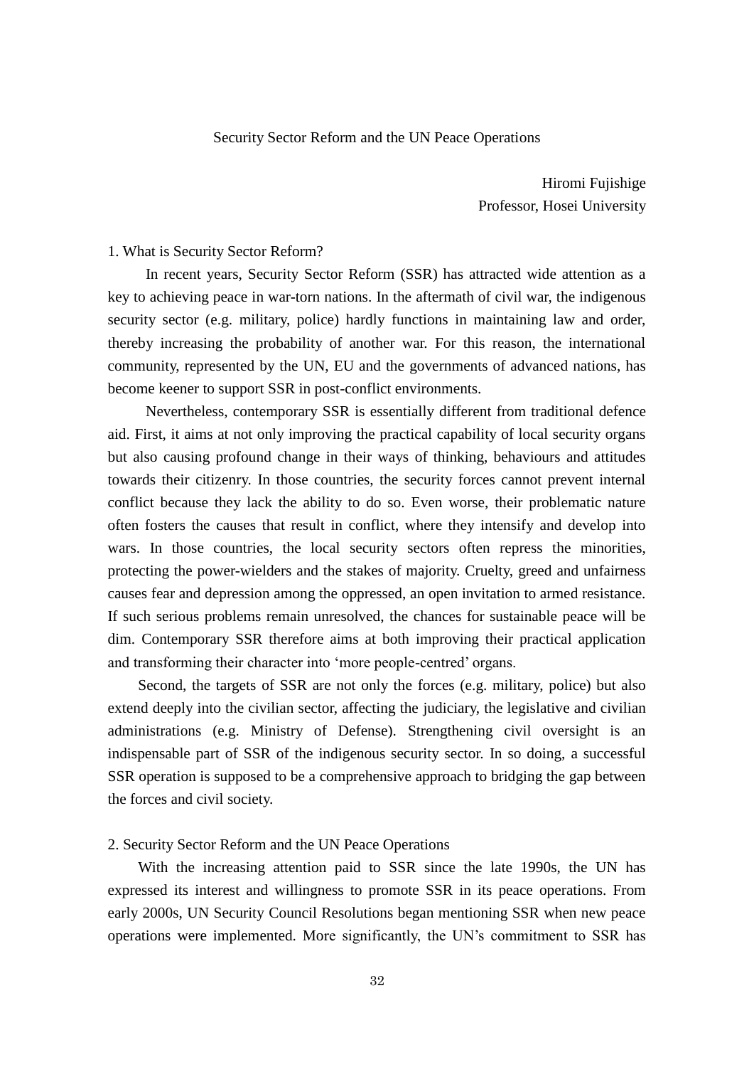# Security Sector Reform and the UN Peace Operations

Hiromi Fujishige
Professor, Hosei University

## 1. What is Security Sector Reform?

In recent years, Security Sector Reform (SSR) has attracted wide attention as a key to achieving peace in war-torn nations. In the aftermath of civil war, the indigenous security sector (e.g. military, police) hardly functions in maintaining law and order, thereby increasing the probability of another war. For this reason, the international community, represented by the UN, EU and the governments of advanced nations, has become keener to support SSR in post-conflict environments.

Nevertheless, contemporary SSR is essentially different from traditional defence aid. First, it aims at not only improving the practical capability of local security organs but also causing profound change in their ways of thinking, behaviours and attitudes towards their citizenry. In those countries, the security forces cannot prevent internal conflict because they lack the ability to do so. Even worse, their problematic nature often fosters the causes that result in conflict, where they intensify and develop into wars. In those countries, the local security sectors often repress the minorities, protecting the power-wielders and the stakes of majority. Cruelty, greed and unfairness causes fear and depression among the oppressed, an open invitation to armed resistance. If such serious problems remain unresolved, the chances for sustainable peace will be dim. Contemporary SSR therefore aims at both improving their practical application and transforming their character into 'more people-centred' organs.

Second, the targets of SSR are not only the forces (e.g. military, police) but also extend deeply into the civilian sector, affecting the judiciary, the legislative and civilian administrations (e.g. Ministry of Defense). Strengthening civil oversight is an indispensable part of SSR of the indigenous security sector. In so doing, a successful SSR operation is supposed to be a comprehensive approach to bridging the gap between the forces and civil society.

## 2. Security Sector Reform and the UN Peace Operations

With the increasing attention paid to SSR since the late 1990s, the UN has expressed its interest and willingness to promote SSR in its peace operations. From early 2000s, UN Security Council Resolutions began mentioning SSR when new peace operations were implemented. More significantly, the UN's commitment to SSR has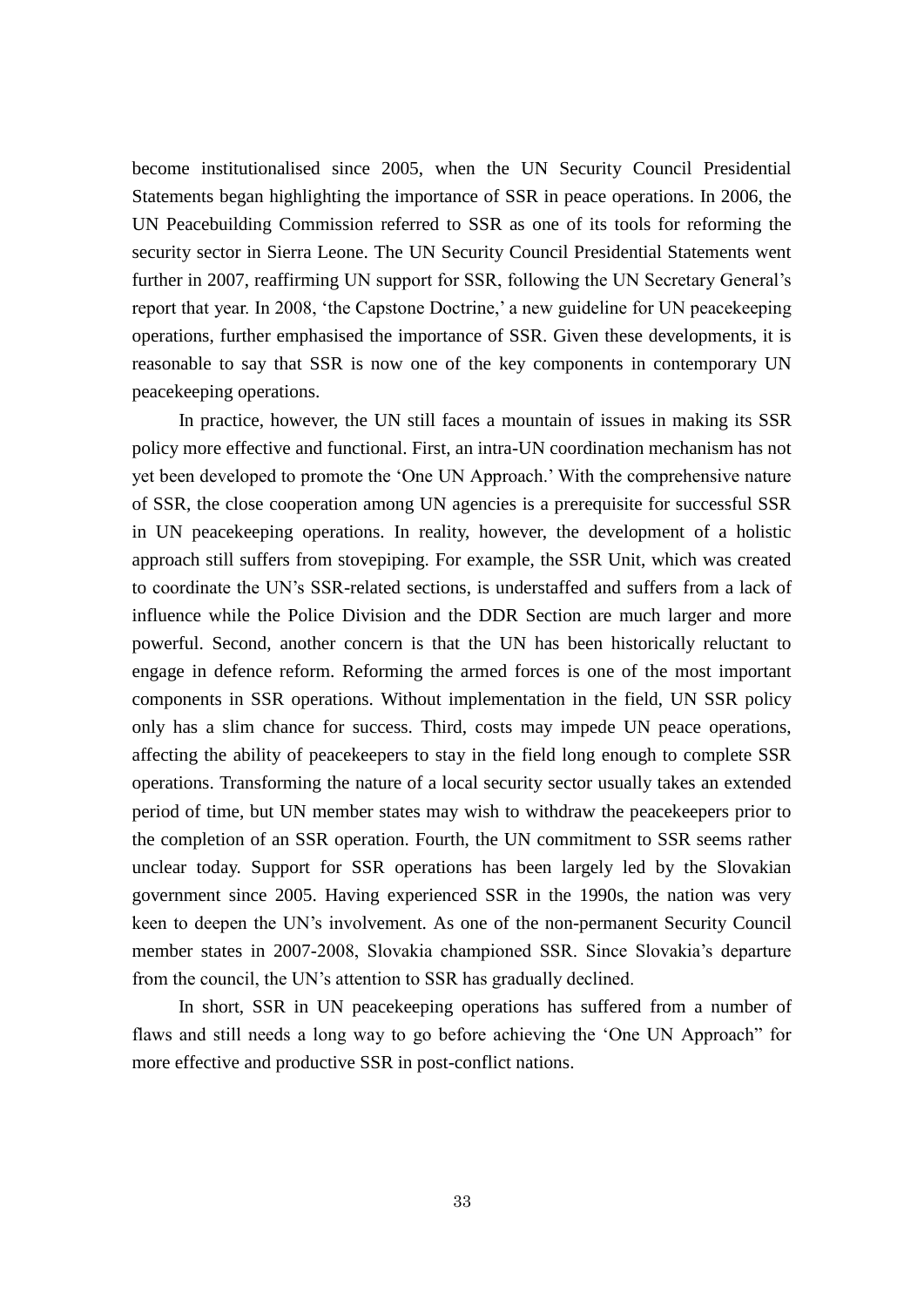become institutionalised since 2005, when the UN Security Council Presidential Statements began highlighting the importance of SSR in peace operations. In 2006, the UN Peacebuilding Commission referred to SSR as one of its tools for reforming the security sector in Sierra Leone. The UN Security Council Presidential Statements went further in 2007, reaffirming UN support for SSR, following the UN Secretary General's report that year. In 2008, 'the Capstone Doctrine,' a new guideline for UN peacekeeping operations, further emphasised the importance of SSR. Given these developments, it is reasonable to say that SSR is now one of the key components in contemporary UN peacekeeping operations.

In practice, however, the UN still faces a mountain of issues in making its SSR policy more effective and functional. First, an intra-UN coordination mechanism has not yet been developed to promote the 'One UN Approach.' With the comprehensive nature of SSR, the close cooperation among UN agencies is a prerequisite for successful SSR in UN peacekeeping operations. In reality, however, the development of a holistic approach still suffers from stovepiping. For example, the SSR Unit, which was created to coordinate the UN's SSR-related sections, is understaffed and suffers from a lack of influence while the Police Division and the DDR Section are much larger and more powerful. Second, another concern is that the UN has been historically reluctant to engage in defence reform. Reforming the armed forces is one of the most important components in SSR operations. Without implementation in the field, UN SSR policy only has a slim chance for success. Third, costs may impede UN peace operations, affecting the ability of peacekeepers to stay in the field long enough to complete SSR operations. Transforming the nature of a local security sector usually takes an extended period of time, but UN member states may wish to withdraw the peacekeepers prior to the completion of an SSR operation. Fourth, the UN commitment to SSR seems rather unclear today. Support for SSR operations has been largely led by the Slovakian government since 2005. Having experienced SSR in the 1990s, the nation was very keen to deepen the UN's involvement. As one of the non-permanent Security Council member states in 2007-2008, Slovakia championed SSR. Since Slovakia's departure from the council, the UN's attention to SSR has gradually declined.

In short, SSR in UN peacekeeping operations has suffered from a number of flaws and still needs a long way to go before achieving the 'One UN Approach" for more effective and productive SSR in post-conflict nations.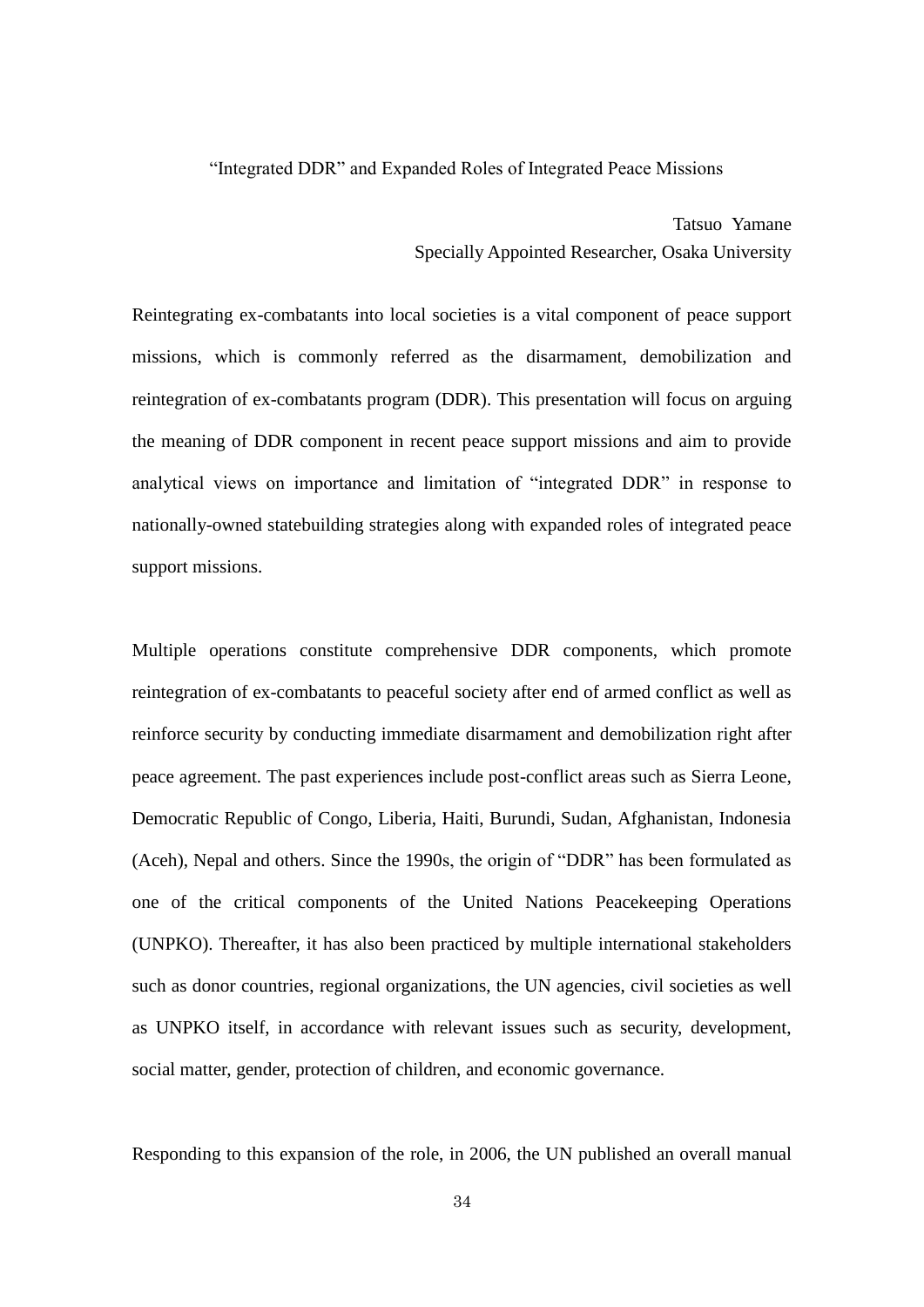# "Integrated DDR" and Expanded Roles of Integrated Peace Missions

Tatsuo Yamane
Specially Appointed Researcher, Osaka University

Reintegrating ex-combatants into local societies is a vital component of peace support missions, which is commonly referred as the disarmament, demobilization and reintegration of ex-combatants program (DDR). This presentation will focus on arguing the meaning of DDR component in recent peace support missions and aim to provide analytical views on importance and limitation of "integrated DDR" in response to nationally-owned statebuilding strategies along with expanded roles of integrated peace support missions.

Multiple operations constitute comprehensive DDR components, which promote reintegration of ex-combatants to peaceful society after end of armed conflict as well as reinforce security by conducting immediate disarmament and demobilization right after peace agreement. The past experiences include post-conflict areas such as Sierra Leone, Democratic Republic of Congo, Liberia, Haiti, Burundi, Sudan, Afghanistan, Indonesia (Aceh), Nepal and others. Since the 1990s, the origin of "DDR" has been formulated as one of the critical components of the United Nations Peacekeeping Operations (UNPKO). Thereafter, it has also been practiced by multiple international stakeholders such as donor countries, regional organizations, the UN agencies, civil societies as well as UNPKO itself, in accordance with relevant issues such as security, development, social matter, gender, protection of children, and economic governance.

Responding to this expansion of the role, in 2006, the UN published an overall manual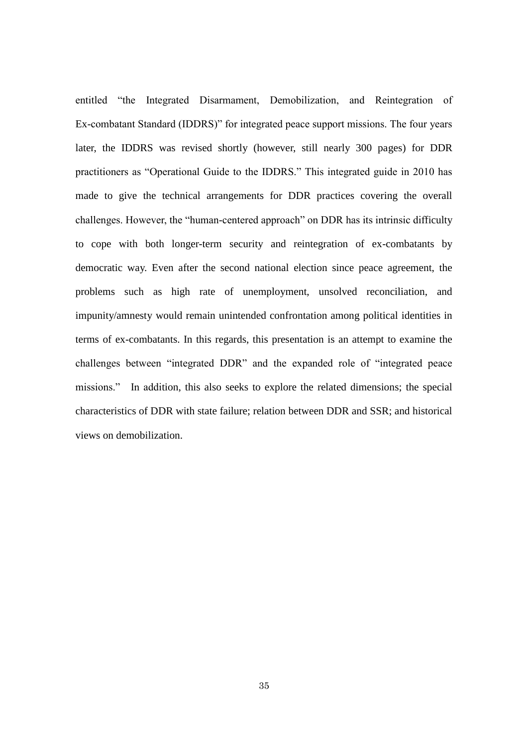entitled “the Integrated Disarmament, Demobilization, and Reintegration of Ex-combatant Standard (IDDRS)” for integrated peace support missions. The four years later, the IDDRS was revised shortly (however, still nearly 300 pages) for DDR practitioners as “Operational Guide to the IDDRS.” This integrated guide in 2010 has made to give the technical arrangements for DDR practices covering the overall challenges. However, the “human-centered approach” on DDR has its intrinsic difficulty to cope with both longer-term security and reintegration of ex-combatants by democratic way. Even after the second national election since peace agreement, the problems such as high rate of unemployment, unsolved reconciliation, and impunity/amnesty would remain unintended confrontation among political identities in terms of ex-combatants. In this regards, this presentation is an attempt to examine the challenges between “integrated DDR” and the expanded role of “integrated peace missions.” In addition, this also seeks to explore the related dimensions; the special characteristics of DDR with state failure; relation between DDR and SSR; and historical views on demobilization.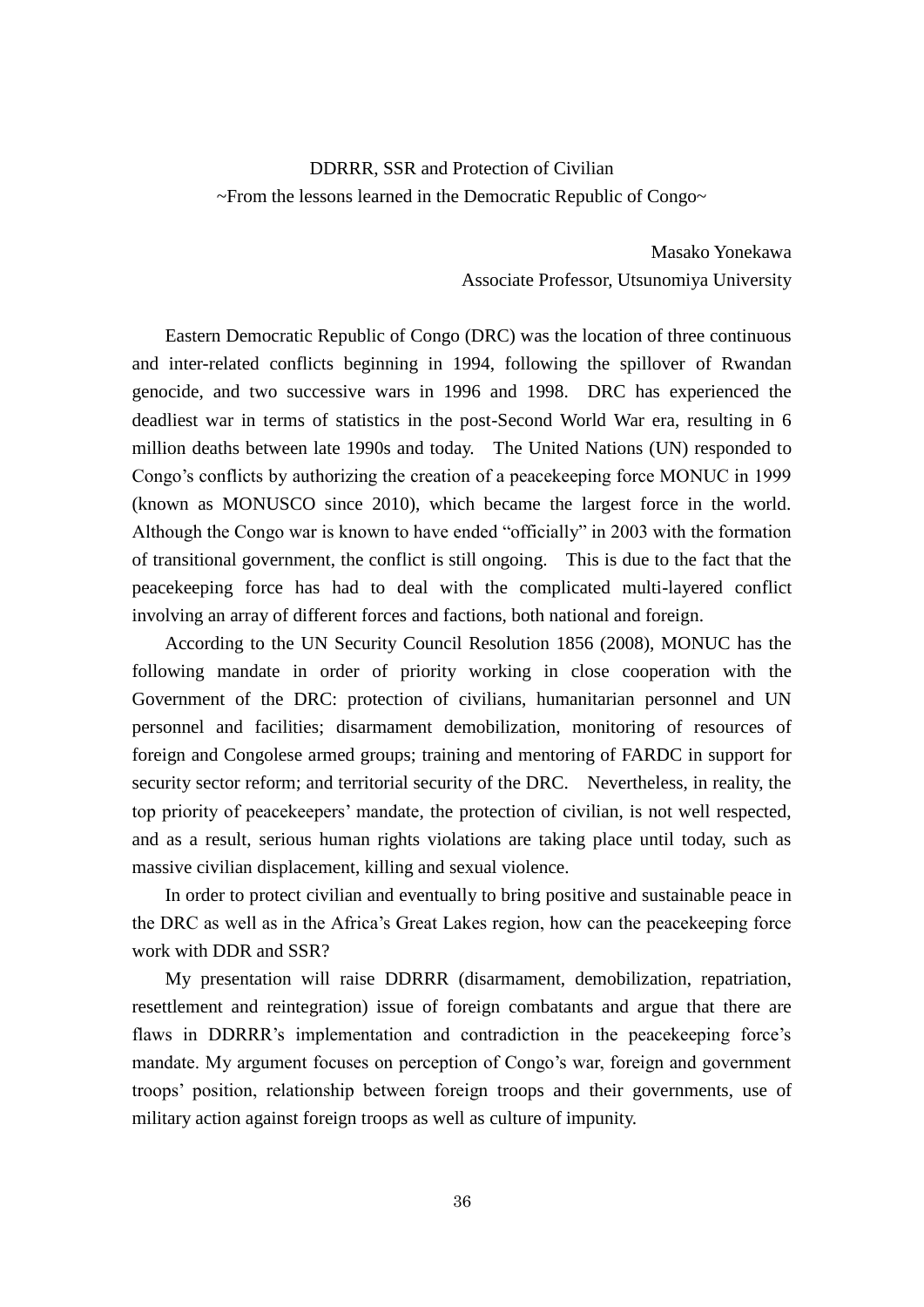# DDRRR, SSR and Protection of Civilian

## ~From the lessons learned in the Democratic Republic of Congo~

Masako Yonekawa
Associate Professor, Utsunomiya University

Eastern Democratic Republic of Congo (DRC) was the location of three continuous and inter-related conflicts beginning in 1994, following the spillover of Rwandan genocide, and two successive wars in 1996 and 1998. DRC has experienced the deadliest war in terms of statistics in the post-Second World War era, resulting in 6 million deaths between late 1990s and today. The United Nations (UN) responded to Congo's conflicts by authorizing the creation of a peacekeeping force MONUC in 1999 (known as MONUSCO since 2010), which became the largest force in the world. Although the Congo war is known to have ended "officially" in 2003 with the formation of transitional government, the conflict is still ongoing. This is due to the fact that the peacekeeping force has had to deal with the complicated multi-layered conflict involving an array of different forces and factions, both national and foreign.

According to the UN Security Council Resolution 1856 (2008), MONUC has the following mandate in order of priority working in close cooperation with the Government of the DRC: protection of civilians, humanitarian personnel and UN personnel and facilities; disarmament demobilization, monitoring of resources of foreign and Congolese armed groups; training and mentoring of FARDC in support for security sector reform; and territorial security of the DRC. Nevertheless, in reality, the top priority of peacekeepers' mandate, the protection of civilian, is not well respected, and as a result, serious human rights violations are taking place until today, such as massive civilian displacement, killing and sexual violence.

In order to protect civilian and eventually to bring positive and sustainable peace in the DRC as well as in the Africa's Great Lakes region, how can the peacekeeping force work with DDR and SSR?

My presentation will raise DDRRR (disarmament, demobilization, repatriation, resettlement and reintegration) issue of foreign combatants and argue that there are flaws in DDRRR's implementation and contradiction in the peacekeeping force's mandate. My argument focuses on perception of Congo's war, foreign and government troops' position, relationship between foreign troops and their governments, use of military action against foreign troops as well as culture of impunity.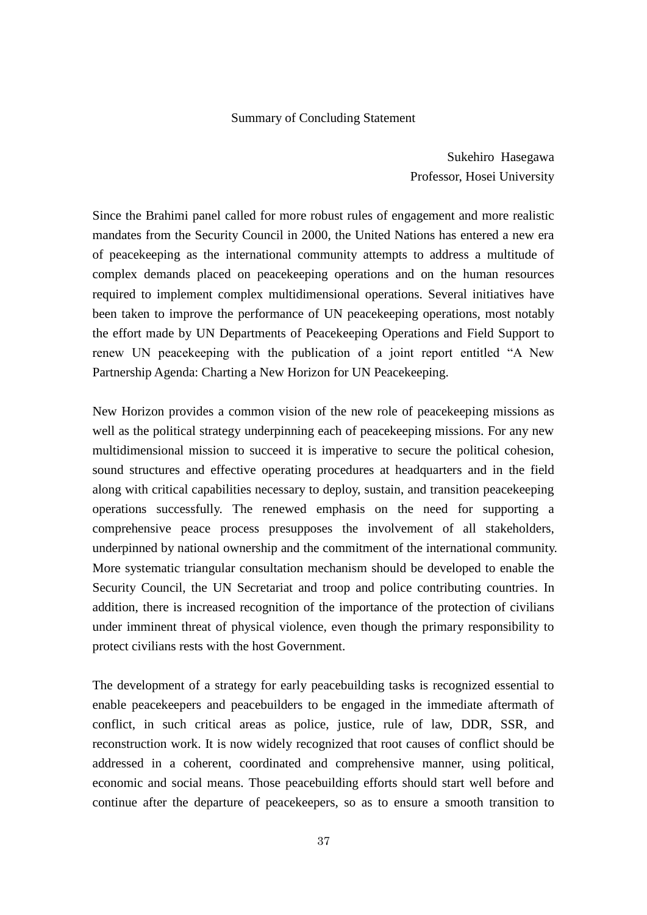# Summary of Concluding Statement

Sukehiro Hasegawa
Professor, Hosei University

Since the Brahimi panel called for more robust rules of engagement and more realistic mandates from the Security Council in 2000, the United Nations has entered a new era of peacekeeping as the international community attempts to address a multitude of complex demands placed on peacekeeping operations and on the human resources required to implement complex multidimensional operations. Several initiatives have been taken to improve the performance of UN peacekeeping operations, most notably the effort made by UN Departments of Peacekeeping Operations and Field Support to renew UN peacekeeping with the publication of a joint report entitled "A New Partnership Agenda: Charting a New Horizon for UN Peacekeeping.

New Horizon provides a common vision of the new role of peacekeeping missions as well as the political strategy underpinning each of peacekeeping missions. For any new multidimensional mission to succeed it is imperative to secure the political cohesion, sound structures and effective operating procedures at headquarters and in the field along with critical capabilities necessary to deploy, sustain, and transition peacekeeping operations successfully. The renewed emphasis on the need for supporting a comprehensive peace process presupposes the involvement of all stakeholders, underpinned by national ownership and the commitment of the international community. More systematic triangular consultation mechanism should be developed to enable the Security Council, the UN Secretariat and troop and police contributing countries. In addition, there is increased recognition of the importance of the protection of civilians under imminent threat of physical violence, even though the primary responsibility to protect civilians rests with the host Government.

The development of a strategy for early peacebuilding tasks is recognized essential to enable peacekeepers and peacebuilders to be engaged in the immediate aftermath of conflict, in such critical areas as police, justice, rule of law, DDR, SSR, and reconstruction work. It is now widely recognized that root causes of conflict should be addressed in a coherent, coordinated and comprehensive manner, using political, economic and social means. Those peacebuilding efforts should start well before and continue after the departure of peacekeepers, so as to ensure a smooth transition to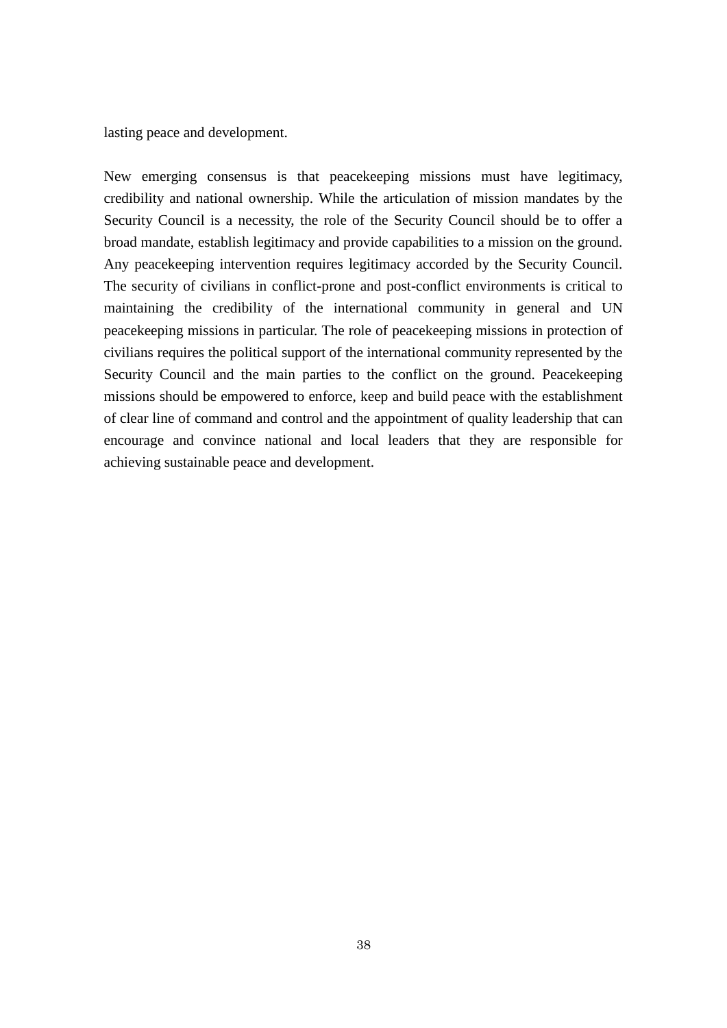lasting peace and development.

New emerging consensus is that peacekeeping missions must have legitimacy, credibility and national ownership. While the articulation of mission mandates by the Security Council is a necessity, the role of the Security Council should be to offer a broad mandate, establish legitimacy and provide capabilities to a mission on the ground. Any peacekeeping intervention requires legitimacy accorded by the Security Council. The security of civilians in conflict-prone and post-conflict environments is critical to maintaining the credibility of the international community in general and UN peacekeeping missions in particular. The role of peacekeeping missions in protection of civilians requires the political support of the international community represented by the Security Council and the main parties to the conflict on the ground. Peacekeeping missions should be empowered to enforce, keep and build peace with the establishment of clear line of command and control and the appointment of quality leadership that can encourage and convince national and local leaders that they are responsible for achieving sustainable peace and development.